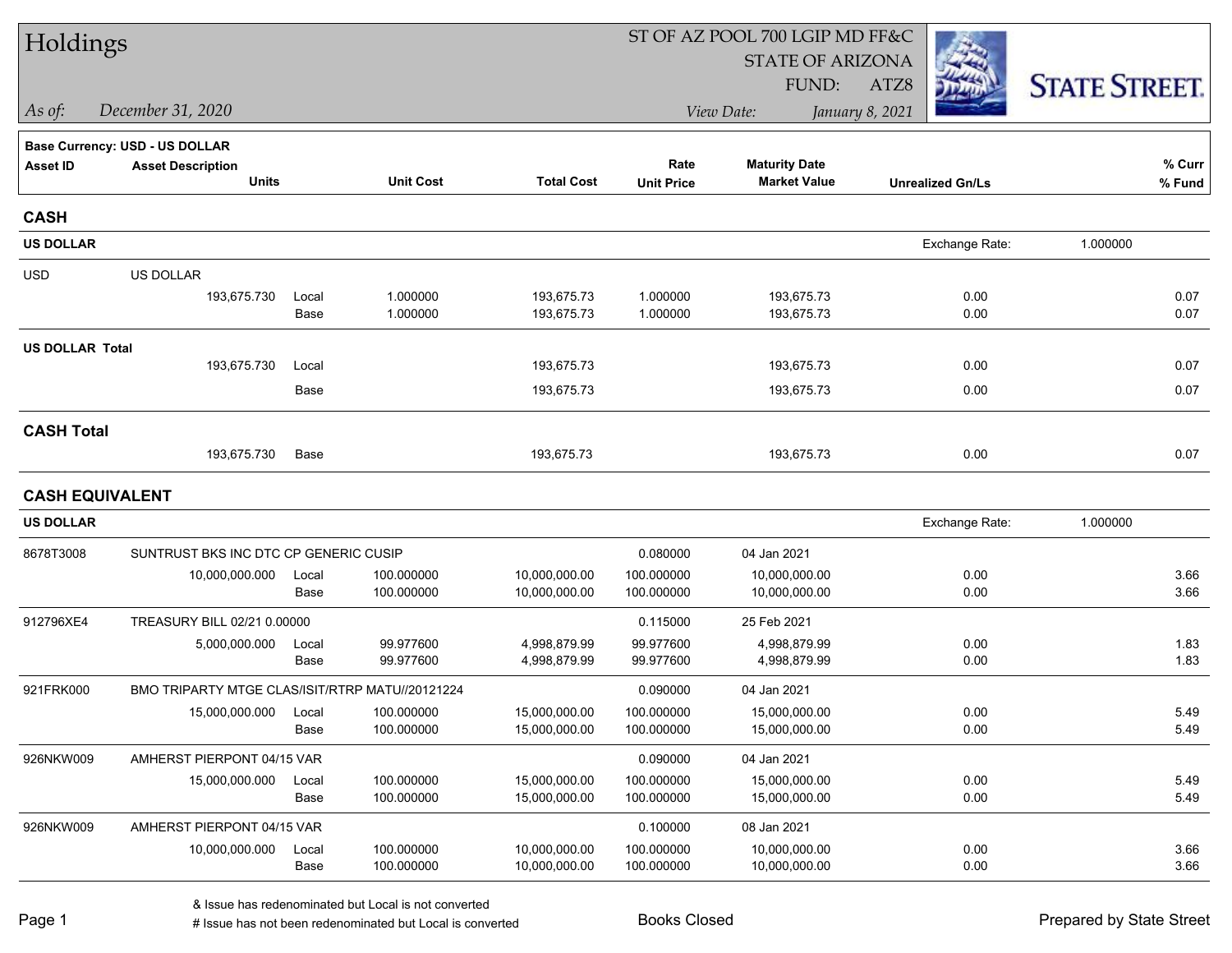# Holdings

*As of:* *December 31, 2020*

ST OF AZ POOL 700 LGIP MD FF&C
STATE OF ARIZONA
FUND: ATZ8

*View Date:* *January 8, 2021*

STATE STREET.

**Base Currency: USD - US DOLLAR**

| Asset ID | Asset Description Units | | Unit Cost | Total Cost | Rate Unit Price | Maturity Date Market Value | Unrealized Gn/Ls | % Curr % Fund |
|---|---|---|---|---|---|---|---|---|
| **CASH** | | | | | | | | |
| **US DOLLAR** | | | | | | | Exchange Rate: 1.000000 | |
| USD | US DOLLAR | | | | | | | |
| | 193,675.730 | Local | 1.000000 | 193,675.73 | 1.000000 | 193,675.73 | 0.00 | 0.07 |
| | | Base | 1.000000 | 193,675.73 | 1.000000 | 193,675.73 | 0.00 | 0.07 |
| **US DOLLAR Total** | | | | | | | | |
| | 193,675.730 | Local | | 193,675.73 | | 193,675.73 | 0.00 | 0.07 |
| | | Base | | 193,675.73 | | 193,675.73 | 0.00 | 0.07 |
| **CASH Total** | | | | | | | | |
| | 193,675.730 | Base | | 193,675.73 | | 193,675.73 | 0.00 | 0.07 |
| **CASH EQUIVALENT** | | | | | | | | |
| **US DOLLAR** | | | | | | | Exchange Rate: 1.000000 | |
| 8678T3008 | SUNTRUST BKS INC DTC CP GENERIC CUSIP | | | | 0.080000 | 04 Jan 2021 | | |
| | 10,000,000.000 | Local | 100.000000 | 10,000,000.00 | 100.000000 | 10,000,000.00 | 0.00 | 3.66 |
| | | Base | 100.000000 | 10,000,000.00 | 100.000000 | 10,000,000.00 | 0.00 | 3.66 |
| 912796XE4 | TREASURY BILL 02/21 0.00000 | | | | 0.115000 | 25 Feb 2021 | | |
| | 5,000,000.000 | Local | 99.977600 | 4,998,879.99 | 99.977600 | 4,998,879.99 | 0.00 | 1.83 |
| | | Base | 99.977600 | 4,998,879.99 | 99.977600 | 4,998,879.99 | 0.00 | 1.83 |
| 921FRK000 | BMO TRIPARTY MTGE CLAS/ISIT/RTRP MATU//20121224 | | | | 0.090000 | 04 Jan 2021 | | |
| | 15,000,000.000 | Local | 100.000000 | 15,000,000.00 | 100.000000 | 15,000,000.00 | 0.00 | 5.49 |
| | | Base | 100.000000 | 15,000,000.00 | 100.000000 | 15,000,000.00 | 0.00 | 5.49 |
| 926NKW009 | AMHERST PIERPONT 04/15 VAR | | | | 0.090000 | 04 Jan 2021 | | |
| | 15,000,000.000 | Local | 100.000000 | 15,000,000.00 | 100.000000 | 15,000,000.00 | 0.00 | 5.49 |
| | | Base | 100.000000 | 15,000,000.00 | 100.000000 | 15,000,000.00 | 0.00 | 5.49 |
| 926NKW009 | AMHERST PIERPONT 04/15 VAR | | | | 0.100000 | 08 Jan 2021 | | |
| | 10,000,000.000 | Local | 100.000000 | 10,000,000.00 | 100.000000 | 10,000,000.00 | 0.00 | 3.66 |
| | | Base | 100.000000 | 10,000,000.00 | 100.000000 | 10,000,000.00 | 0.00 | 3.66 |

& Issue has redenominated but Local is not converted
# Issue has not been redenominated but Local is converted

Books Closed

Prepared by State Street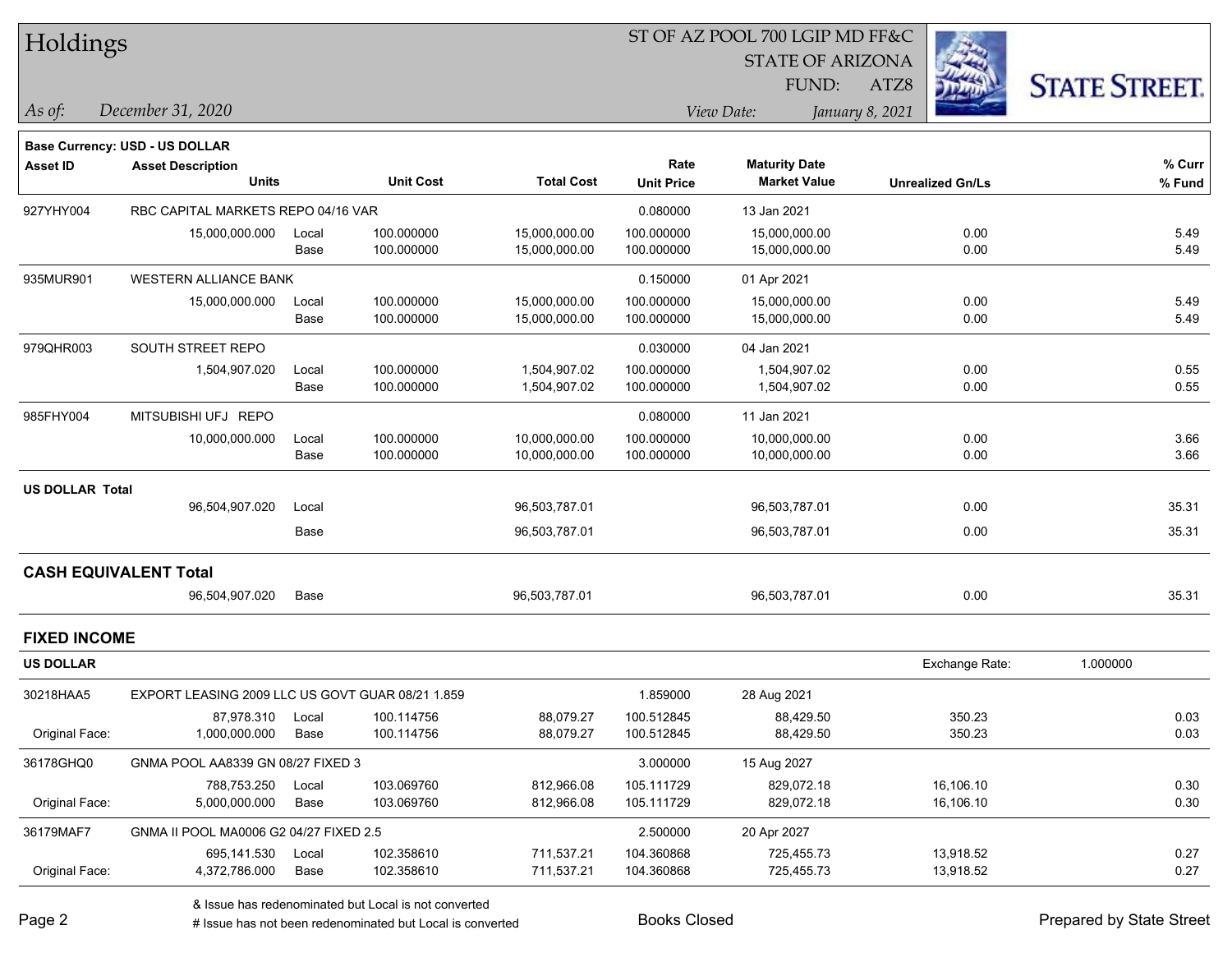# Holdings

ST OF AZ POOL 700 LGIP MD FF&C
STATE OF ARIZONA
FUND: ATZ8

*As of: December 31, 2020*

*View Date: January 8, 2021*

**Base Currency: USD - US DOLLAR**

| Asset ID | Asset Description / Units | | Unit Cost | Total Cost | Rate / Unit Price | Maturity Date / Market Value | Unrealized Gn/Ls | % Curr / % Fund |
|---|---|---|---|---|---|---|---|---|
| 927YHY004 | RBC CAPITAL MARKETS REPO 04/16 VAR | | | | 0.080000 | 13 Jan 2021 | | |
| | 15,000,000.000 | Local | 100.000000 | 15,000,000.00 | 100.000000 | 15,000,000.00 | 0.00 | 5.49 |
| | | Base | 100.000000 | 15,000,000.00 | 100.000000 | 15,000,000.00 | 0.00 | 5.49 |
| 935MUR901 | WESTERN ALLIANCE BANK | | | | 0.150000 | 01 Apr 2021 | | |
| | 15,000,000.000 | Local | 100.000000 | 15,000,000.00 | 100.000000 | 15,000,000.00 | 0.00 | 5.49 |
| | | Base | 100.000000 | 15,000,000.00 | 100.000000 | 15,000,000.00 | 0.00 | 5.49 |
| 979QHR003 | SOUTH STREET REPO | | | | 0.030000 | 04 Jan 2021 | | |
| | 1,504,907.020 | Local | 100.000000 | 1,504,907.02 | 100.000000 | 1,504,907.02 | 0.00 | 0.55 |
| | | Base | 100.000000 | 1,504,907.02 | 100.000000 | 1,504,907.02 | 0.00 | 0.55 |
| 985FHY004 | MITSUBISHI UFJ REPO | | | | 0.080000 | 11 Jan 2021 | | |
| | 10,000,000.000 | Local | 100.000000 | 10,000,000.00 | 100.000000 | 10,000,000.00 | 0.00 | 3.66 |
| | | Base | 100.000000 | 10,000,000.00 | 100.000000 | 10,000,000.00 | 0.00 | 3.66 |
| **US DOLLAR Total** | | | | | | | | |
| | 96,504,907.020 | Local | | 96,503,787.01 | | 96,503,787.01 | 0.00 | 35.31 |
| | | Base | | 96,503,787.01 | | 96,503,787.01 | 0.00 | 35.31 |

## CASH EQUIVALENT Total

| | Units | | Total Cost | Market Value | Unrealized Gn/Ls | % Fund |
|---|---|---|---|---|---|---|
| | 96,504,907.020 | Base | 96,503,787.01 | 96,503,787.01 | 0.00 | 35.31 |

## FIXED INCOME

**US DOLLAR** — Exchange Rate: 1.000000

| Asset ID | Asset Description / Units | | Unit Cost | Total Cost | Rate / Unit Price | Maturity Date / Market Value | Unrealized Gn/Ls | % Curr / % Fund |
|---|---|---|---|---|---|---|---|---|
| 30218HAA5 | EXPORT LEASING 2009 LLC US GOVT GUAR 08/21 1.859 | | | | 1.859000 | 28 Aug 2021 | | |
| | 87,978.310 | Local | 100.114756 | 88,079.27 | 100.512845 | 88,429.50 | 350.23 | 0.03 |
| Original Face: | 1,000,000.000 | Base | 100.114756 | 88,079.27 | 100.512845 | 88,429.50 | 350.23 | 0.03 |
| 36178GHQ0 | GNMA POOL AA8339 GN 08/27 FIXED 3 | | | | 3.000000 | 15 Aug 2027 | | |
| | 788,753.250 | Local | 103.069760 | 812,966.08 | 105.111729 | 829,072.18 | 16,106.10 | 0.30 |
| Original Face: | 5,000,000.000 | Base | 103.069760 | 812,966.08 | 105.111729 | 829,072.18 | 16,106.10 | 0.30 |
| 36179MAF7 | GNMA II POOL MA0006 G2 04/27 FIXED 2.5 | | | | 2.500000 | 20 Apr 2027 | | |
| | 695,141.530 | Local | 102.358610 | 711,537.21 | 104.360868 | 725,455.73 | 13,918.52 | 0.27 |
| Original Face: | 4,372,786.000 | Base | 102.358610 | 711,537.21 | 104.360868 | 725,455.73 | 13,918.52 | 0.27 |

& Issue has redenominated but Local is not converted
# Issue has not been redenominated but Local is converted

Books Closed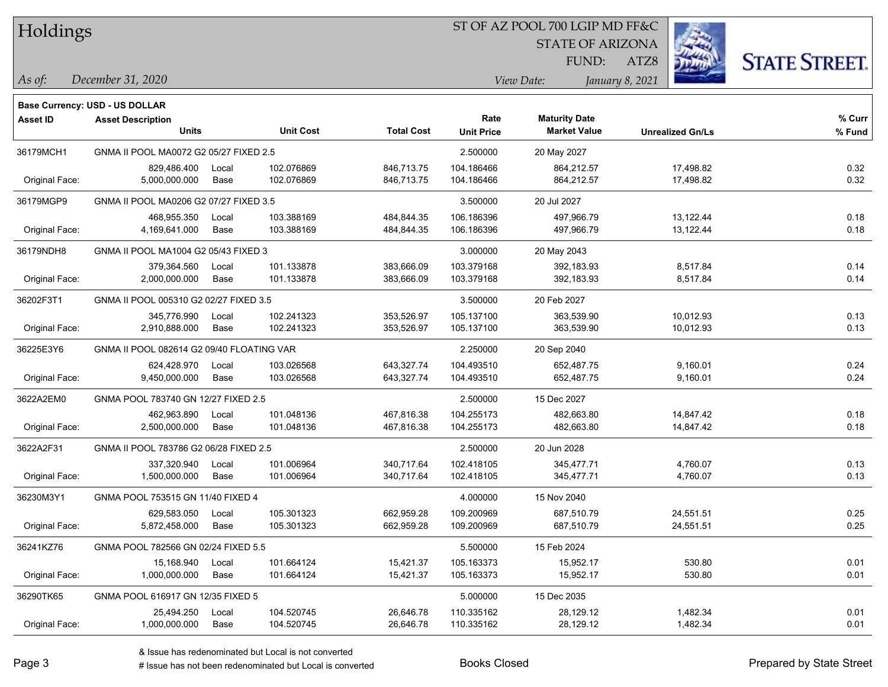**Base Currency: USD - US DOLLAR**

| Asset ID | Asset Description / Units | | Unit Cost | Total Cost | Rate / Unit Price | Maturity Date / Market Value | Unrealized Gn/Ls | % Curr / % Fund |
|---|---|---|---|---|---|---|---|---|
| 36179MCH1 | GNMA II POOL MA0072 G2 05/27 FIXED 2.5 | | | | 2.500000 | 20 May 2027 | | |
| | 829,486.400 | Local | 102.076869 | 846,713.75 | 104.186466 | 864,212.57 | 17,498.82 | 0.32 |
| Original Face: | 5,000,000.000 | Base | 102.076869 | 846,713.75 | 104.186466 | 864,212.57 | 17,498.82 | 0.32 |
| 36179MGP9 | GNMA II POOL MA0206 G2 07/27 FIXED 3.5 | | | | 3.500000 | 20 Jul 2027 | | |
| | 468,955.350 | Local | 103.388169 | 484,844.35 | 106.186396 | 497,966.79 | 13,122.44 | 0.18 |
| Original Face: | 4,169,641.000 | Base | 103.388169 | 484,844.35 | 106.186396 | 497,966.79 | 13,122.44 | 0.18 |
| 36179NDH8 | GNMA II POOL MA1004 G2 05/43 FIXED 3 | | | | 3.000000 | 20 May 2043 | | |
| | 379,364.560 | Local | 101.133878 | 383,666.09 | 103.379168 | 392,183.93 | 8,517.84 | 0.14 |
| Original Face: | 2,000,000.000 | Base | 101.133878 | 383,666.09 | 103.379168 | 392,183.93 | 8,517.84 | 0.14 |
| 36202F3T1 | GNMA II POOL 005310 G2 02/27 FIXED 3.5 | | | | 3.500000 | 20 Feb 2027 | | |
| | 345,776.990 | Local | 102.241323 | 353,526.97 | 105.137100 | 363,539.90 | 10,012.93 | 0.13 |
| Original Face: | 2,910,888.000 | Base | 102.241323 | 353,526.97 | 105.137100 | 363,539.90 | 10,012.93 | 0.13 |
| 36225E3Y6 | GNMA II POOL 082614 G2 09/40 FLOATING VAR | | | | 2.250000 | 20 Sep 2040 | | |
| | 624,428.970 | Local | 103.026568 | 643,327.74 | 104.493510 | 652,487.75 | 9,160.01 | 0.24 |
| Original Face: | 9,450,000.000 | Base | 103.026568 | 643,327.74 | 104.493510 | 652,487.75 | 9,160.01 | 0.24 |
| 3622A2EM0 | GNMA POOL 783740 GN 12/27 FIXED 2.5 | | | | 2.500000 | 15 Dec 2027 | | |
| | 462,963.890 | Local | 101.048136 | 467,816.38 | 104.255173 | 482,663.80 | 14,847.42 | 0.18 |
| Original Face: | 2,500,000.000 | Base | 101.048136 | 467,816.38 | 104.255173 | 482,663.80 | 14,847.42 | 0.18 |
| 3622A2F31 | GNMA II POOL 783786 G2 06/28 FIXED 2.5 | | | | 2.500000 | 20 Jun 2028 | | |
| | 337,320.940 | Local | 101.006964 | 340,717.64 | 102.418105 | 345,477.71 | 4,760.07 | 0.13 |
| Original Face: | 1,500,000.000 | Base | 101.006964 | 340,717.64 | 102.418105 | 345,477.71 | 4,760.07 | 0.13 |
| 36230M3Y1 | GNMA POOL 753515 GN 11/40 FIXED 4 | | | | 4.000000 | 15 Nov 2040 | | |
| | 629,583.050 | Local | 105.301323 | 662,959.28 | 109.200969 | 687,510.79 | 24,551.51 | 0.25 |
| Original Face: | 5,872,458.000 | Base | 105.301323 | 662,959.28 | 109.200969 | 687,510.79 | 24,551.51 | 0.25 |
| 36241KZ76 | GNMA POOL 782566 GN 02/24 FIXED 5.5 | | | | 5.500000 | 15 Feb 2024 | | |
| | 15,168.940 | Local | 101.664124 | 15,421.37 | 105.163373 | 15,952.17 | 530.80 | 0.01 |
| Original Face: | 1,000,000.000 | Base | 101.664124 | 15,421.37 | 105.163373 | 15,952.17 | 530.80 | 0.01 |
| 36290TK65 | GNMA POOL 616917 GN 12/35 FIXED 5 | | | | 5.000000 | 15 Dec 2035 | | |
| | 25,494.250 | Local | 104.520745 | 26,646.78 | 110.335162 | 28,129.12 | 1,482.34 | 0.01 |
| Original Face: | 1,000,000.000 | Base | 104.520745 | 26,646.78 | 110.335162 | 28,129.12 | 1,482.34 | 0.01 |

& Issue has redenominated but Local is not converted

# Issue has not been redenominated but Local is converted

Books Closed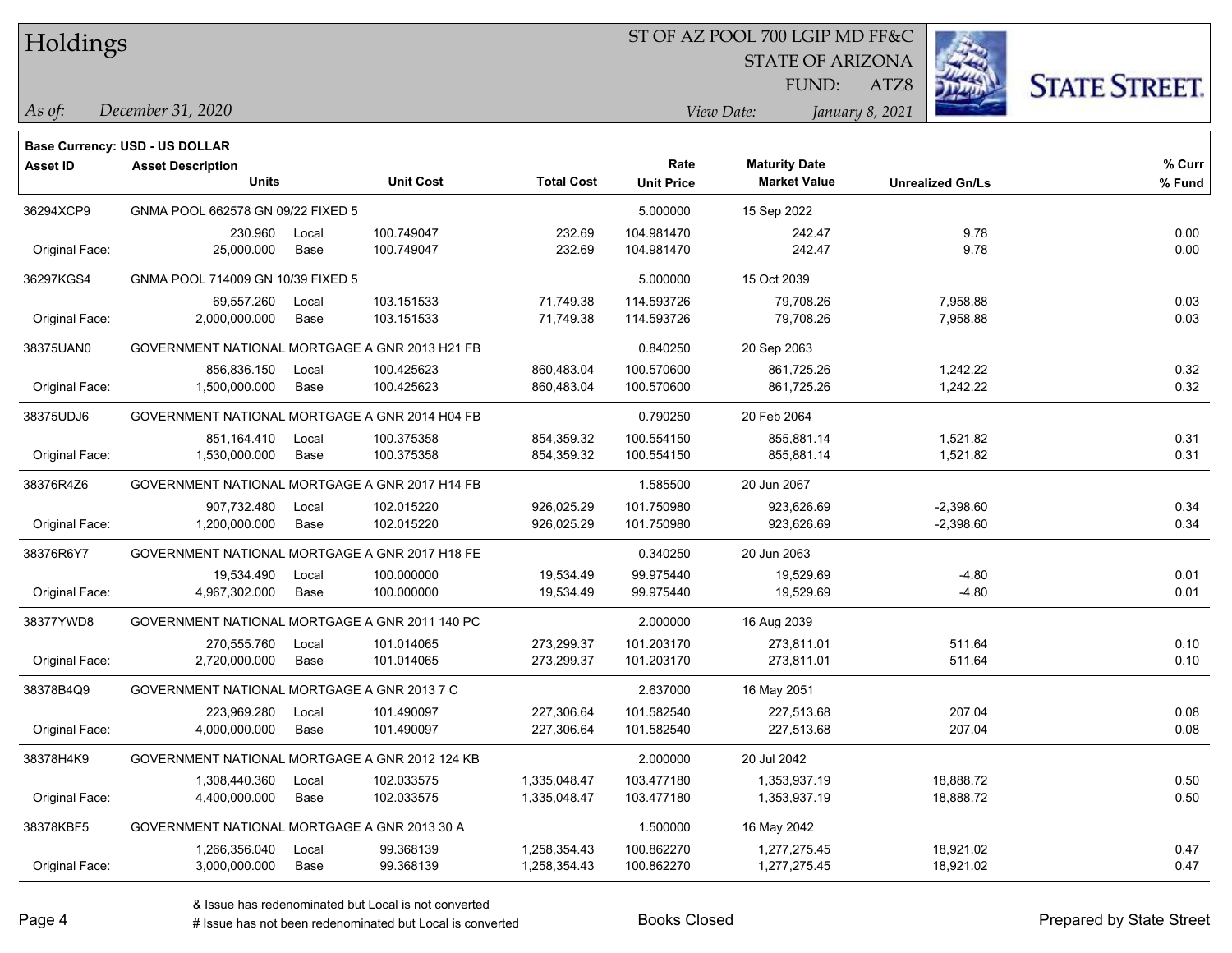**Base Currency: USD - US DOLLAR**

| Asset ID | Asset Description / Units | | Unit Cost | Total Cost | Rate / Unit Price | Maturity Date / Market Value | Unrealized Gn/Ls | % Curr / % Fund |
|---|---|---|---|---|---|---|---|---|
| 36294XCP9 | GNMA POOL 662578 GN 09/22 FIXED 5 | | | | 5.000000 | 15 Sep 2022 | | |
| | 230.960 | Local | 100.749047 | 232.69 | 104.981470 | 242.47 | 9.78 | 0.00 |
| Original Face: | 25,000.000 | Base | 100.749047 | 232.69 | 104.981470 | 242.47 | 9.78 | 0.00 |
| 36297KGS4 | GNMA POOL 714009 GN 10/39 FIXED 5 | | | | 5.000000 | 15 Oct 2039 | | |
| | 69,557.260 | Local | 103.151533 | 71,749.38 | 114.593726 | 79,708.26 | 7,958.88 | 0.03 |
| Original Face: | 2,000,000.000 | Base | 103.151533 | 71,749.38 | 114.593726 | 79,708.26 | 7,958.88 | 0.03 |
| 38375UAN0 | GOVERNMENT NATIONAL MORTGAGE A GNR 2013 H21 FB | | | | 0.840250 | 20 Sep 2063 | | |
| | 856,836.150 | Local | 100.425623 | 860,483.04 | 100.570600 | 861,725.26 | 1,242.22 | 0.32 |
| Original Face: | 1,500,000.000 | Base | 100.425623 | 860,483.04 | 100.570600 | 861,725.26 | 1,242.22 | 0.32 |
| 38375UDJ6 | GOVERNMENT NATIONAL MORTGAGE A GNR 2014 H04 FB | | | | 0.790250 | 20 Feb 2064 | | |
| | 851,164.410 | Local | 100.375358 | 854,359.32 | 100.554150 | 855,881.14 | 1,521.82 | 0.31 |
| Original Face: | 1,530,000.000 | Base | 100.375358 | 854,359.32 | 100.554150 | 855,881.14 | 1,521.82 | 0.31 |
| 38376R4Z6 | GOVERNMENT NATIONAL MORTGAGE A GNR 2017 H14 FB | | | | 1.585500 | 20 Jun 2067 | | |
| | 907,732.480 | Local | 102.015220 | 926,025.29 | 101.750980 | 923,626.69 | -2,398.60 | 0.34 |
| Original Face: | 1,200,000.000 | Base | 102.015220 | 926,025.29 | 101.750980 | 923,626.69 | -2,398.60 | 0.34 |
| 38376R6Y7 | GOVERNMENT NATIONAL MORTGAGE A GNR 2017 H18 FE | | | | 0.340250 | 20 Jun 2063 | | |
| | 19,534.490 | Local | 100.000000 | 19,534.49 | 99.975440 | 19,529.69 | -4.80 | 0.01 |
| Original Face: | 4,967,302.000 | Base | 100.000000 | 19,534.49 | 99.975440 | 19,529.69 | -4.80 | 0.01 |
| 38377YWD8 | GOVERNMENT NATIONAL MORTGAGE A GNR 2011 140 PC | | | | 2.000000 | 16 Aug 2039 | | |
| | 270,555.760 | Local | 101.014065 | 273,299.37 | 101.203170 | 273,811.01 | 511.64 | 0.10 |
| Original Face: | 2,720,000.000 | Base | 101.014065 | 273,299.37 | 101.203170 | 273,811.01 | 511.64 | 0.10 |
| 38378B4Q9 | GOVERNMENT NATIONAL MORTGAGE A GNR 2013 7 C | | | | 2.637000 | 16 May 2051 | | |
| | 223,969.280 | Local | 101.490097 | 227,306.64 | 101.582540 | 227,513.68 | 207.04 | 0.08 |
| Original Face: | 4,000,000.000 | Base | 101.490097 | 227,306.64 | 101.582540 | 227,513.68 | 207.04 | 0.08 |
| 38378H4K9 | GOVERNMENT NATIONAL MORTGAGE A GNR 2012 124 KB | | | | 2.000000 | 20 Jul 2042 | | |
| | 1,308,440.360 | Local | 102.033575 | 1,335,048.47 | 103.477180 | 1,353,937.19 | 18,888.72 | 0.50 |
| Original Face: | 4,400,000.000 | Base | 102.033575 | 1,335,048.47 | 103.477180 | 1,353,937.19 | 18,888.72 | 0.50 |
| 38378KBF5 | GOVERNMENT NATIONAL MORTGAGE A GNR 2013 30 A | | | | 1.500000 | 16 May 2042 | | |
| | 1,266,356.040 | Local | 99.368139 | 1,258,354.43 | 100.862270 | 1,277,275.45 | 18,921.02 | 0.47 |
| Original Face: | 3,000,000.000 | Base | 99.368139 | 1,258,354.43 | 100.862270 | 1,277,275.45 | 18,921.02 | 0.47 |

& Issue has redenominated but Local is not converted
# Issue has not been redenominated but Local is converted

Books Closed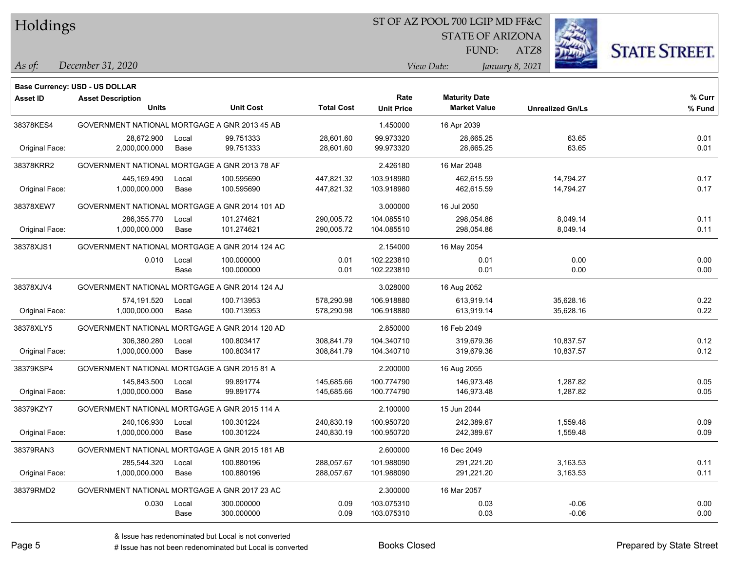# Holdings

ST OF AZ POOL 700 LGIP MD FF&C
STATE OF ARIZONA
FUND: ATZ8

*As of:* *December 31, 2020*

*View Date:* *January 8, 2021*

**Base Currency: USD - US DOLLAR**

| Asset ID | Asset Description / Units | | Unit Cost | Total Cost | Rate / Unit Price | Maturity Date / Market Value | Unrealized Gn/Ls | % Curr / % Fund |
|---|---|---|---|---|---|---|---|---|
| 38378KES4 | GOVERNMENT NATIONAL MORTGAGE A GNR 2013 45 AB | | | | 1.450000 | 16 Apr 2039 | | |
| | 28,672.900 | Local | 99.751333 | 28,601.60 | 99.973320 | 28,665.25 | 63.65 | 0.01 |
| Original Face: | 2,000,000.000 | Base | 99.751333 | 28,601.60 | 99.973320 | 28,665.25 | 63.65 | 0.01 |
| 38378KRR2 | GOVERNMENT NATIONAL MORTGAGE A GNR 2013 78 AF | | | | 2.426180 | 16 Mar 2048 | | |
| | 445,169.490 | Local | 100.595690 | 447,821.32 | 103.918980 | 462,615.59 | 14,794.27 | 0.17 |
| Original Face: | 1,000,000.000 | Base | 100.595690 | 447,821.32 | 103.918980 | 462,615.59 | 14,794.27 | 0.17 |
| 38378XEW7 | GOVERNMENT NATIONAL MORTGAGE A GNR 2014 101 AD | | | | 3.000000 | 16 Jul 2050 | | |
| | 286,355.770 | Local | 101.274621 | 290,005.72 | 104.085510 | 298,054.86 | 8,049.14 | 0.11 |
| Original Face: | 1,000,000.000 | Base | 101.274621 | 290,005.72 | 104.085510 | 298,054.86 | 8,049.14 | 0.11 |
| 38378XJS1 | GOVERNMENT NATIONAL MORTGAGE A GNR 2014 124 AC | | | | 2.154000 | 16 May 2054 | | |
| | 0.010 | Local | 100.000000 | 0.01 | 102.223810 | 0.01 | 0.00 | 0.00 |
| | | Base | 100.000000 | 0.01 | 102.223810 | 0.01 | 0.00 | 0.00 |
| 38378XJV4 | GOVERNMENT NATIONAL MORTGAGE A GNR 2014 124 AJ | | | | 3.028000 | 16 Aug 2052 | | |
| | 574,191.520 | Local | 100.713953 | 578,290.98 | 106.918880 | 613,919.14 | 35,628.16 | 0.22 |
| Original Face: | 1,000,000.000 | Base | 100.713953 | 578,290.98 | 106.918880 | 613,919.14 | 35,628.16 | 0.22 |
| 38378XLY5 | GOVERNMENT NATIONAL MORTGAGE A GNR 2014 120 AD | | | | 2.850000 | 16 Feb 2049 | | |
| | 306,380.280 | Local | 100.803417 | 308,841.79 | 104.340710 | 319,679.36 | 10,837.57 | 0.12 |
| Original Face: | 1,000,000.000 | Base | 100.803417 | 308,841.79 | 104.340710 | 319,679.36 | 10,837.57 | 0.12 |
| 38379KSP4 | GOVERNMENT NATIONAL MORTGAGE A GNR 2015 81 A | | | | 2.200000 | 16 Aug 2055 | | |
| | 145,843.500 | Local | 99.891774 | 145,685.66 | 100.774790 | 146,973.48 | 1,287.82 | 0.05 |
| Original Face: | 1,000,000.000 | Base | 99.891774 | 145,685.66 | 100.774790 | 146,973.48 | 1,287.82 | 0.05 |
| 38379KZY7 | GOVERNMENT NATIONAL MORTGAGE A GNR 2015 114 A | | | | 2.100000 | 15 Jun 2044 | | |
| | 240,106.930 | Local | 100.301224 | 240,830.19 | 100.950720 | 242,389.67 | 1,559.48 | 0.09 |
| Original Face: | 1,000,000.000 | Base | 100.301224 | 240,830.19 | 100.950720 | 242,389.67 | 1,559.48 | 0.09 |
| 38379RAN3 | GOVERNMENT NATIONAL MORTGAGE A GNR 2015 181 AB | | | | 2.600000 | 16 Dec 2049 | | |
| | 285,544.320 | Local | 100.880196 | 288,057.67 | 101.988090 | 291,221.20 | 3,163.53 | 0.11 |
| Original Face: | 1,000,000.000 | Base | 100.880196 | 288,057.67 | 101.988090 | 291,221.20 | 3,163.53 | 0.11 |
| 38379RMD2 | GOVERNMENT NATIONAL MORTGAGE A GNR 2017 23 AC | | | | 2.300000 | 16 Mar 2057 | | |
| | 0.030 | Local | 300.000000 | 0.09 | 103.075310 | 0.03 | -0.06 | 0.00 |
| | | Base | 300.000000 | 0.09 | 103.075310 | 0.03 | -0.06 | 0.00 |

& Issue has redenominated but Local is not converted
# Issue has not been redenominated but Local is converted

Books Closed

Prepared by State Street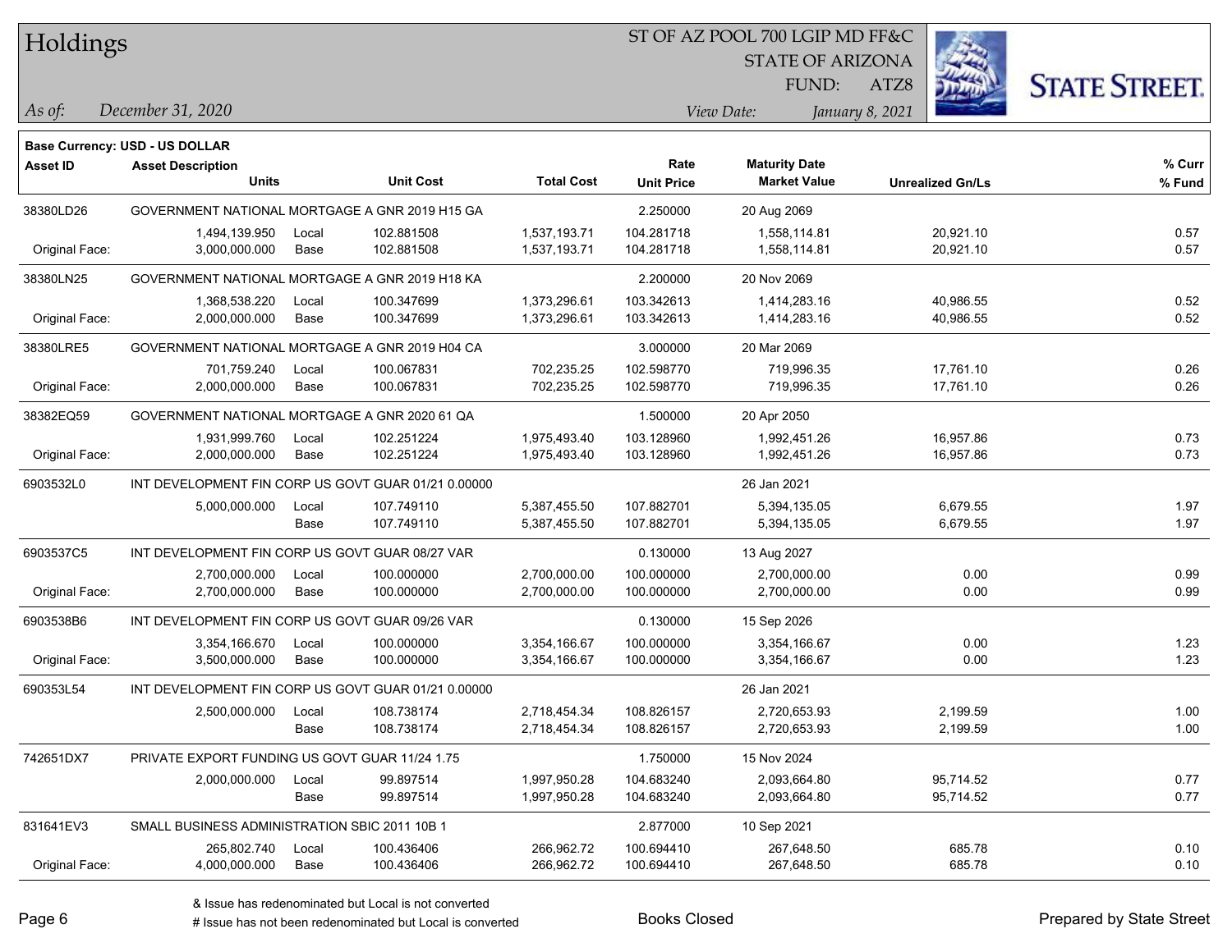# Holdings

ST OF AZ POOL 700 LGIP MD FF&C
STATE OF ARIZONA
FUND: ATZ8

*As of:* December 31, 2020
*View Date:* January 8, 2021

**Base Currency: USD - US DOLLAR**

| Asset ID | Asset Description / Units | | Unit Cost | Total Cost | Rate / Unit Price | Maturity Date / Market Value | Unrealized Gn/Ls | % Curr / % Fund |
|---|---|---|---|---|---|---|---|---|
| 38380LD26 | GOVERNMENT NATIONAL MORTGAGE A GNR 2019 H15 GA | | | | 2.250000 | 20 Aug 2069 | | |
| | 1,494,139.950 | Local | 102.881508 | 1,537,193.71 | 104.281718 | 1,558,114.81 | 20,921.10 | 0.57 |
| Original Face: | 3,000,000.000 | Base | 102.881508 | 1,537,193.71 | 104.281718 | 1,558,114.81 | 20,921.10 | 0.57 |
| 38380LN25 | GOVERNMENT NATIONAL MORTGAGE A GNR 2019 H18 KA | | | | 2.200000 | 20 Nov 2069 | | |
| | 1,368,538.220 | Local | 100.347699 | 1,373,296.61 | 103.342613 | 1,414,283.16 | 40,986.55 | 0.52 |
| Original Face: | 2,000,000.000 | Base | 100.347699 | 1,373,296.61 | 103.342613 | 1,414,283.16 | 40,986.55 | 0.52 |
| 38380LRE5 | GOVERNMENT NATIONAL MORTGAGE A GNR 2019 H04 CA | | | | 3.000000 | 20 Mar 2069 | | |
| | 701,759.240 | Local | 100.067831 | 702,235.25 | 102.598770 | 719,996.35 | 17,761.10 | 0.26 |
| Original Face: | 2,000,000.000 | Base | 100.067831 | 702,235.25 | 102.598770 | 719,996.35 | 17,761.10 | 0.26 |
| 38382EQ59 | GOVERNMENT NATIONAL MORTGAGE A GNR 2020 61 QA | | | | 1.500000 | 20 Apr 2050 | | |
| | 1,931,999.760 | Local | 102.251224 | 1,975,493.40 | 103.128960 | 1,992,451.26 | 16,957.86 | 0.73 |
| Original Face: | 2,000,000.000 | Base | 102.251224 | 1,975,493.40 | 103.128960 | 1,992,451.26 | 16,957.86 | 0.73 |
| 6903532L0 | INT DEVELOPMENT FIN CORP US GOVT GUAR 01/21 0.00000 | | | | | 26 Jan 2021 | | |
| | 5,000,000.000 | Local | 107.749110 | 5,387,455.50 | 107.882701 | 5,394,135.05 | 6,679.55 | 1.97 |
| | | Base | 107.749110 | 5,387,455.50 | 107.882701 | 5,394,135.05 | 6,679.55 | 1.97 |
| 6903537C5 | INT DEVELOPMENT FIN CORP US GOVT GUAR 08/27 VAR | | | | 0.130000 | 13 Aug 2027 | | |
| | 2,700,000.000 | Local | 100.000000 | 2,700,000.00 | 100.000000 | 2,700,000.00 | 0.00 | 0.99 |
| Original Face: | 2,700,000.000 | Base | 100.000000 | 2,700,000.00 | 100.000000 | 2,700,000.00 | 0.00 | 0.99 |
| 6903538B6 | INT DEVELOPMENT FIN CORP US GOVT GUAR 09/26 VAR | | | | 0.130000 | 15 Sep 2026 | | |
| | 3,354,166.670 | Local | 100.000000 | 3,354,166.67 | 100.000000 | 3,354,166.67 | 0.00 | 1.23 |
| Original Face: | 3,500,000.000 | Base | 100.000000 | 3,354,166.67 | 100.000000 | 3,354,166.67 | 0.00 | 1.23 |
| 690353L54 | INT DEVELOPMENT FIN CORP US GOVT GUAR 01/21 0.00000 | | | | | 26 Jan 2021 | | |
| | 2,500,000.000 | Local | 108.738174 | 2,718,454.34 | 108.826157 | 2,720,653.93 | 2,199.59 | 1.00 |
| | | Base | 108.738174 | 2,718,454.34 | 108.826157 | 2,720,653.93 | 2,199.59 | 1.00 |
| 742651DX7 | PRIVATE EXPORT FUNDING US GOVT GUAR 11/24 1.75 | | | | 1.750000 | 15 Nov 2024 | | |
| | 2,000,000.000 | Local | 99.897514 | 1,997,950.28 | 104.683240 | 2,093,664.80 | 95,714.52 | 0.77 |
| | | Base | 99.897514 | 1,997,950.28 | 104.683240 | 2,093,664.80 | 95,714.52 | 0.77 |
| 831641EV3 | SMALL BUSINESS ADMINISTRATION SBIC 2011 10B 1 | | | | 2.877000 | 10 Sep 2021 | | |
| | 265,802.740 | Local | 100.436406 | 266,962.72 | 100.694410 | 267,648.50 | 685.78 | 0.10 |
| Original Face: | 4,000,000.000 | Base | 100.436406 | 266,962.72 | 100.694410 | 267,648.50 | 685.78 | 0.10 |

& Issue has redenominated but Local is not converted
# Issue has not been redenominated but Local is converted

Books Closed

Prepared by State Street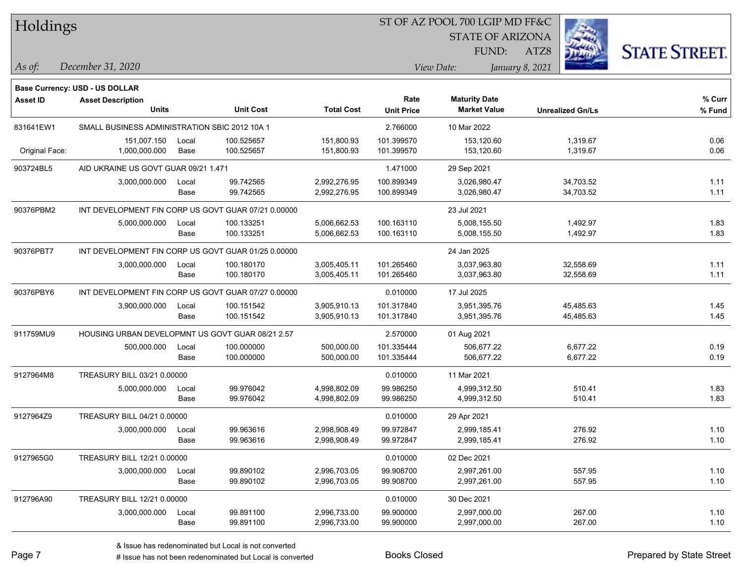# Holdings

ST OF AZ POOL 700 LGIP MD FF&C
STATE OF ARIZONA
FUND: ATZ8

*As of:* *December 31, 2020*

*View Date:* *January 8, 2021*

**Base Currency: USD - US DOLLAR**

| Asset ID | Asset Description / Units | | Unit Cost | Total Cost | Rate / Unit Price | Maturity Date / Market Value | Unrealized Gn/Ls | % Curr / % Fund |
|---|---|---|---|---|---|---|---|---|
| 831641EW1 | SMALL BUSINESS ADMINISTRATION SBIC 2012 10A 1 | | | | 2.766000 | 10 Mar 2022 | | |
| | 151,007.150 | Local | 100.525657 | 151,800.93 | 101.399570 | 153,120.60 | 1,319.67 | 0.06 |
| Original Face: | 1,000,000.000 | Base | 100.525657 | 151,800.93 | 101.399570 | 153,120.60 | 1,319.67 | 0.06 |
| 903724BL5 | AID UKRAINE US GOVT GUAR 09/21 1.471 | | | | 1.471000 | 29 Sep 2021 | | |
| | 3,000,000.000 | Local | 99.742565 | 2,992,276.95 | 100.899349 | 3,026,980.47 | 34,703.52 | 1.11 |
| | | Base | 99.742565 | 2,992,276.95 | 100.899349 | 3,026,980.47 | 34,703.52 | 1.11 |
| 90376PBM2 | INT DEVELOPMENT FIN CORP US GOVT GUAR 07/21 0.00000 | | | | | 23 Jul 2021 | | |
| | 5,000,000.000 | Local | 100.133251 | 5,006,662.53 | 100.163110 | 5,008,155.50 | 1,492.97 | 1.83 |
| | | Base | 100.133251 | 5,006,662.53 | 100.163110 | 5,008,155.50 | 1,492.97 | 1.83 |
| 90376PBT7 | INT DEVELOPMENT FIN CORP US GOVT GUAR 01/25 0.00000 | | | | | 24 Jan 2025 | | |
| | 3,000,000.000 | Local | 100.180170 | 3,005,405.11 | 101.265460 | 3,037,963.80 | 32,558.69 | 1.11 |
| | | Base | 100.180170 | 3,005,405.11 | 101.265460 | 3,037,963.80 | 32,558.69 | 1.11 |
| 90376PBY6 | INT DEVELOPMENT FIN CORP US GOVT GUAR 07/27 0.00000 | | | | 0.010000 | 17 Jul 2025 | | |
| | 3,900,000.000 | Local | 100.151542 | 3,905,910.13 | 101.317840 | 3,951,395.76 | 45,485.63 | 1.45 |
| | | Base | 100.151542 | 3,905,910.13 | 101.317840 | 3,951,395.76 | 45,485.63 | 1.45 |
| 911759MU9 | HOUSING URBAN DEVELOPMNT US GOVT GUAR 08/21 2.57 | | | | 2.570000 | 01 Aug 2021 | | |
| | 500,000.000 | Local | 100.000000 | 500,000.00 | 101.335444 | 506,677.22 | 6,677.22 | 0.19 |
| | | Base | 100.000000 | 500,000.00 | 101.335444 | 506,677.22 | 6,677.22 | 0.19 |
| 9127964M8 | TREASURY BILL 03/21 0.00000 | | | | 0.010000 | 11 Mar 2021 | | |
| | 5,000,000.000 | Local | 99.976042 | 4,998,802.09 | 99.986250 | 4,999,312.50 | 510.41 | 1.83 |
| | | Base | 99.976042 | 4,998,802.09 | 99.986250 | 4,999,312.50 | 510.41 | 1.83 |
| 9127964Z9 | TREASURY BILL 04/21 0.00000 | | | | 0.010000 | 29 Apr 2021 | | |
| | 3,000,000.000 | Local | 99.963616 | 2,998,908.49 | 99.972847 | 2,999,185.41 | 276.92 | 1.10 |
| | | Base | 99.963616 | 2,998,908.49 | 99.972847 | 2,999,185.41 | 276.92 | 1.10 |
| 9127965G0 | TREASURY BILL 12/21 0.00000 | | | | 0.010000 | 02 Dec 2021 | | |
| | 3,000,000.000 | Local | 99.890102 | 2,996,703.05 | 99.908700 | 2,997,261.00 | 557.95 | 1.10 |
| | | Base | 99.890102 | 2,996,703.05 | 99.908700 | 2,997,261.00 | 557.95 | 1.10 |
| 912796A90 | TREASURY BILL 12/21 0.00000 | | | | 0.010000 | 30 Dec 2021 | | |
| | 3,000,000.000 | Local | 99.891100 | 2,996,733.00 | 99.900000 | 2,997,000.00 | 267.00 | 1.10 |
| | | Base | 99.891100 | 2,996,733.00 | 99.900000 | 2,997,000.00 | 267.00 | 1.10 |

& Issue has redenominated but Local is not converted
# Issue has not been redenominated but Local is converted

Books Closed

Prepared by State Street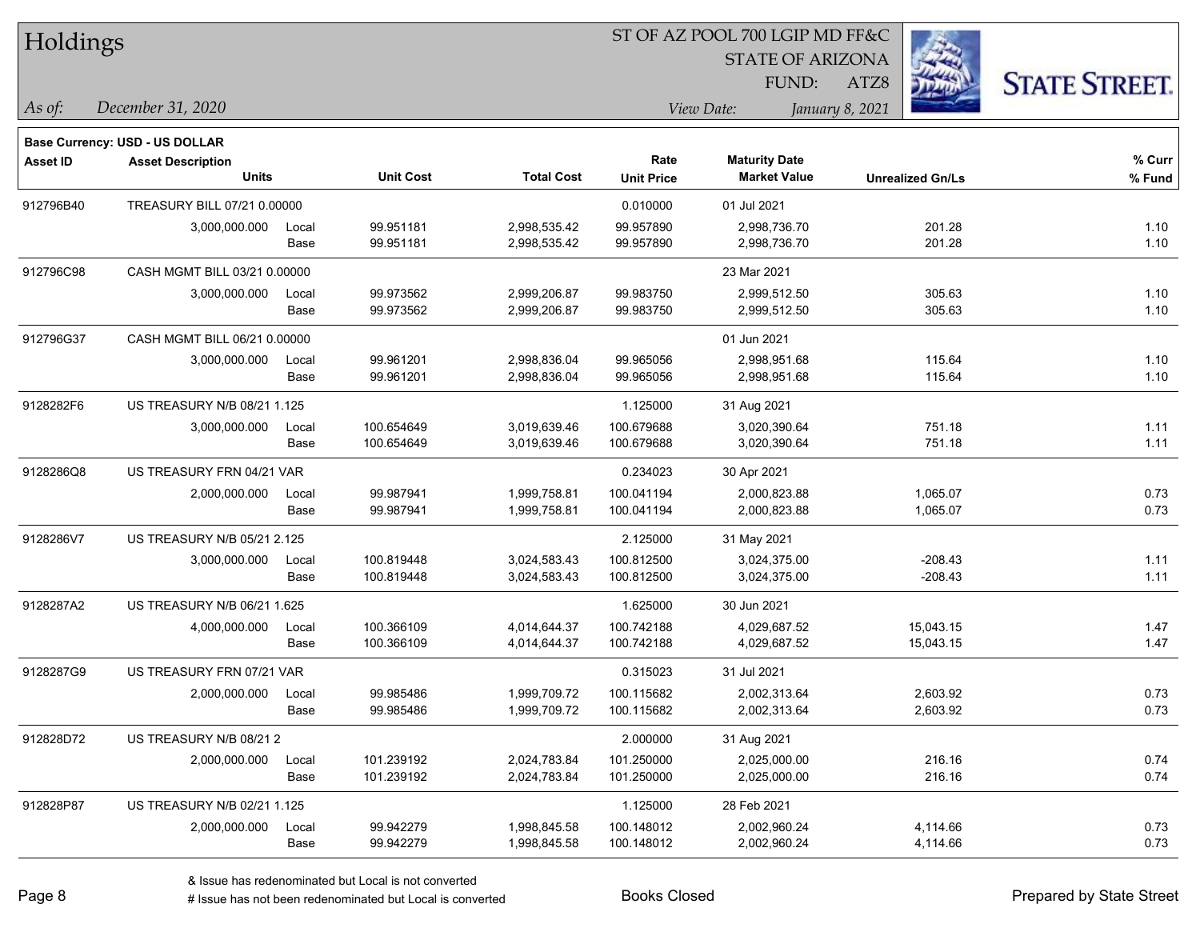# Holdings

ST OF AZ POOL 700 LGIP MD FF&C
STATE OF ARIZONA
FUND: ATZ8

*As of:* *December 31, 2020*

*View Date:* *January 8, 2021*

**Base Currency: USD - US DOLLAR**

| Asset ID | Asset Description / Units | | Unit Cost | Total Cost | Rate / Unit Price | Maturity Date / Market Value | Unrealized Gn/Ls | % Curr / % Fund |
|---|---|---|---|---|---|---|---|---|
| 912796B40 | TREASURY BILL 07/21 0.00000 | | | | 0.010000 | 01 Jul 2021 | | |
| | 3,000,000.000 | Local | 99.951181 | 2,998,535.42 | 99.957890 | 2,998,736.70 | 201.28 | 1.10 |
| | | Base | 99.951181 | 2,998,535.42 | 99.957890 | 2,998,736.70 | 201.28 | 1.10 |
| 912796C98 | CASH MGMT BILL 03/21 0.00000 | | | | | 23 Mar 2021 | | |
| | 3,000,000.000 | Local | 99.973562 | 2,999,206.87 | 99.983750 | 2,999,512.50 | 305.63 | 1.10 |
| | | Base | 99.973562 | 2,999,206.87 | 99.983750 | 2,999,512.50 | 305.63 | 1.10 |
| 912796G37 | CASH MGMT BILL 06/21 0.00000 | | | | | 01 Jun 2021 | | |
| | 3,000,000.000 | Local | 99.961201 | 2,998,836.04 | 99.965056 | 2,998,951.68 | 115.64 | 1.10 |
| | | Base | 99.961201 | 2,998,836.04 | 99.965056 | 2,998,951.68 | 115.64 | 1.10 |
| 9128282F6 | US TREASURY N/B 08/21 1.125 | | | | 1.125000 | 31 Aug 2021 | | |
| | 3,000,000.000 | Local | 100.654649 | 3,019,639.46 | 100.679688 | 3,020,390.64 | 751.18 | 1.11 |
| | | Base | 100.654649 | 3,019,639.46 | 100.679688 | 3,020,390.64 | 751.18 | 1.11 |
| 9128286Q8 | US TREASURY FRN 04/21 VAR | | | | 0.234023 | 30 Apr 2021 | | |
| | 2,000,000.000 | Local | 99.987941 | 1,999,758.81 | 100.041194 | 2,000,823.88 | 1,065.07 | 0.73 |
| | | Base | 99.987941 | 1,999,758.81 | 100.041194 | 2,000,823.88 | 1,065.07 | 0.73 |
| 9128286V7 | US TREASURY N/B 05/21 2.125 | | | | 2.125000 | 31 May 2021 | | |
| | 3,000,000.000 | Local | 100.819448 | 3,024,583.43 | 100.812500 | 3,024,375.00 | -208.43 | 1.11 |
| | | Base | 100.819448 | 3,024,583.43 | 100.812500 | 3,024,375.00 | -208.43 | 1.11 |
| 9128287A2 | US TREASURY N/B 06/21 1.625 | | | | 1.625000 | 30 Jun 2021 | | |
| | 4,000,000.000 | Local | 100.366109 | 4,014,644.37 | 100.742188 | 4,029,687.52 | 15,043.15 | 1.47 |
| | | Base | 100.366109 | 4,014,644.37 | 100.742188 | 4,029,687.52 | 15,043.15 | 1.47 |
| 9128287G9 | US TREASURY FRN 07/21 VAR | | | | 0.315023 | 31 Jul 2021 | | |
| | 2,000,000.000 | Local | 99.985486 | 1,999,709.72 | 100.115682 | 2,002,313.64 | 2,603.92 | 0.73 |
| | | Base | 99.985486 | 1,999,709.72 | 100.115682 | 2,002,313.64 | 2,603.92 | 0.73 |
| 912828D72 | US TREASURY N/B 08/21 2 | | | | 2.000000 | 31 Aug 2021 | | |
| | 2,000,000.000 | Local | 101.239192 | 2,024,783.84 | 101.250000 | 2,025,000.00 | 216.16 | 0.74 |
| | | Base | 101.239192 | 2,024,783.84 | 101.250000 | 2,025,000.00 | 216.16 | 0.74 |
| 912828P87 | US TREASURY N/B 02/21 1.125 | | | | 1.125000 | 28 Feb 2021 | | |
| | 2,000,000.000 | Local | 99.942279 | 1,998,845.58 | 100.148012 | 2,002,960.24 | 4,114.66 | 0.73 |
| | | Base | 99.942279 | 1,998,845.58 | 100.148012 | 2,002,960.24 | 4,114.66 | 0.73 |

& Issue has redenominated but Local is not converted

# Issue has not been redenominated but Local is converted

Books Closed

Prepared by State Street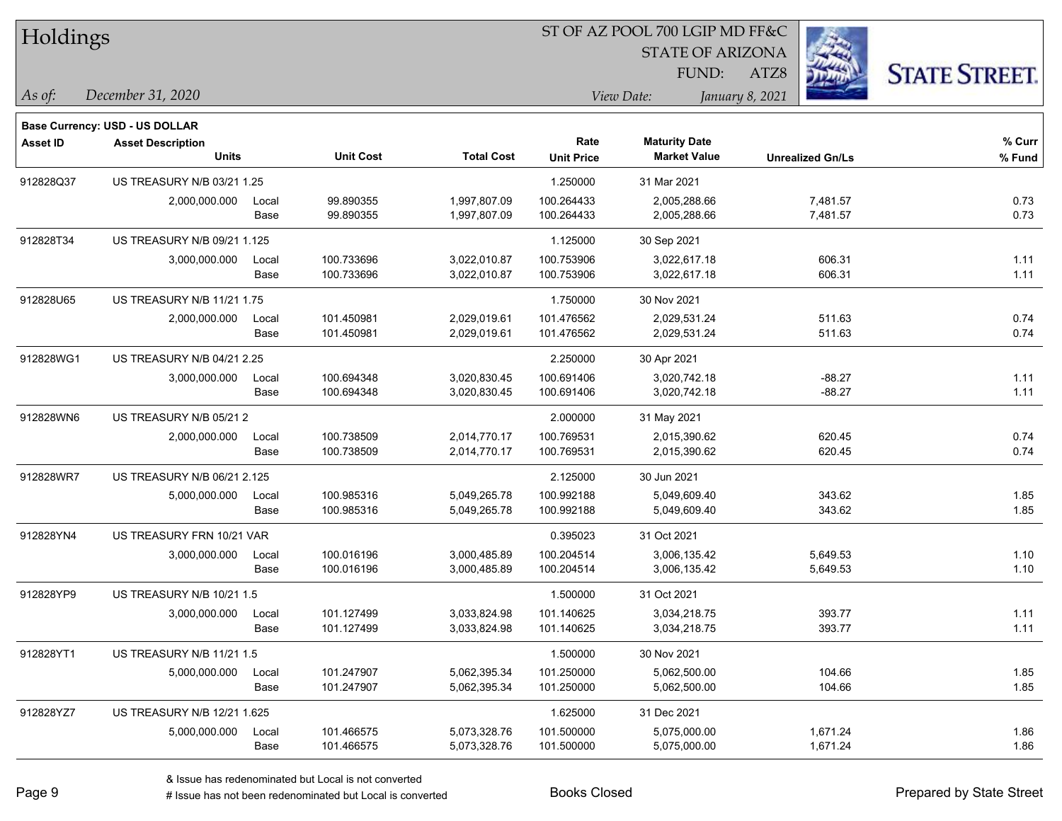**Base Currency: USD - US DOLLAR**

| Asset ID | Asset Description | | Unit Cost | Total Cost | Rate | Maturity Date | Unrealized Gn/Ls | % Curr |
|---|---|---|---|---|---|---|---|---|
| | Units | | | | Unit Price | Market Value | | % Fund |
| 912828Q37 | US TREASURY N/B 03/21 1.25 | | | | 1.250000 | 31 Mar 2021 | | |
| | 2,000,000.000 | Local | 99.890355 | 1,997,807.09 | 100.264433 | 2,005,288.66 | 7,481.57 | 0.73 |
| | | Base | 99.890355 | 1,997,807.09 | 100.264433 | 2,005,288.66 | 7,481.57 | 0.73 |
| 912828T34 | US TREASURY N/B 09/21 1.125 | | | | 1.125000 | 30 Sep 2021 | | |
| | 3,000,000.000 | Local | 100.733696 | 3,022,010.87 | 100.753906 | 3,022,617.18 | 606.31 | 1.11 |
| | | Base | 100.733696 | 3,022,010.87 | 100.753906 | 3,022,617.18 | 606.31 | 1.11 |
| 912828U65 | US TREASURY N/B 11/21 1.75 | | | | 1.750000 | 30 Nov 2021 | | |
| | 2,000,000.000 | Local | 101.450981 | 2,029,019.61 | 101.476562 | 2,029,531.24 | 511.63 | 0.74 |
| | | Base | 101.450981 | 2,029,019.61 | 101.476562 | 2,029,531.24 | 511.63 | 0.74 |
| 912828WG1 | US TREASURY N/B 04/21 2.25 | | | | 2.250000 | 30 Apr 2021 | | |
| | 3,000,000.000 | Local | 100.694348 | 3,020,830.45 | 100.691406 | 3,020,742.18 | -88.27 | 1.11 |
| | | Base | 100.694348 | 3,020,830.45 | 100.691406 | 3,020,742.18 | -88.27 | 1.11 |
| 912828WN6 | US TREASURY N/B 05/21 2 | | | | 2.000000 | 31 May 2021 | | |
| | 2,000,000.000 | Local | 100.738509 | 2,014,770.17 | 100.769531 | 2,015,390.62 | 620.45 | 0.74 |
| | | Base | 100.738509 | 2,014,770.17 | 100.769531 | 2,015,390.62 | 620.45 | 0.74 |
| 912828WR7 | US TREASURY N/B 06/21 2.125 | | | | 2.125000 | 30 Jun 2021 | | |
| | 5,000,000.000 | Local | 100.985316 | 5,049,265.78 | 100.992188 | 5,049,609.40 | 343.62 | 1.85 |
| | | Base | 100.985316 | 5,049,265.78 | 100.992188 | 5,049,609.40 | 343.62 | 1.85 |
| 912828YN4 | US TREASURY FRN 10/21 VAR | | | | 0.395023 | 31 Oct 2021 | | |
| | 3,000,000.000 | Local | 100.016196 | 3,000,485.89 | 100.204514 | 3,006,135.42 | 5,649.53 | 1.10 |
| | | Base | 100.016196 | 3,000,485.89 | 100.204514 | 3,006,135.42 | 5,649.53 | 1.10 |
| 912828YP9 | US TREASURY N/B 10/21 1.5 | | | | 1.500000 | 31 Oct 2021 | | |
| | 3,000,000.000 | Local | 101.127499 | 3,033,824.98 | 101.140625 | 3,034,218.75 | 393.77 | 1.11 |
| | | Base | 101.127499 | 3,033,824.98 | 101.140625 | 3,034,218.75 | 393.77 | 1.11 |
| 912828YT1 | US TREASURY N/B 11/21 1.5 | | | | 1.500000 | 30 Nov 2021 | | |
| | 5,000,000.000 | Local | 101.247907 | 5,062,395.34 | 101.250000 | 5,062,500.00 | 104.66 | 1.85 |
| | | Base | 101.247907 | 5,062,395.34 | 101.250000 | 5,062,500.00 | 104.66 | 1.85 |
| 912828YZ7 | US TREASURY N/B 12/21 1.625 | | | | 1.625000 | 31 Dec 2021 | | |
| | 5,000,000.000 | Local | 101.466575 | 5,073,328.76 | 101.500000 | 5,075,000.00 | 1,671.24 | 1.86 |
| | | Base | 101.466575 | 5,073,328.76 | 101.500000 | 5,075,000.00 | 1,671.24 | 1.86 |

& Issue has redenominated but Local is not converted

# Issue has not been redenominated but Local is converted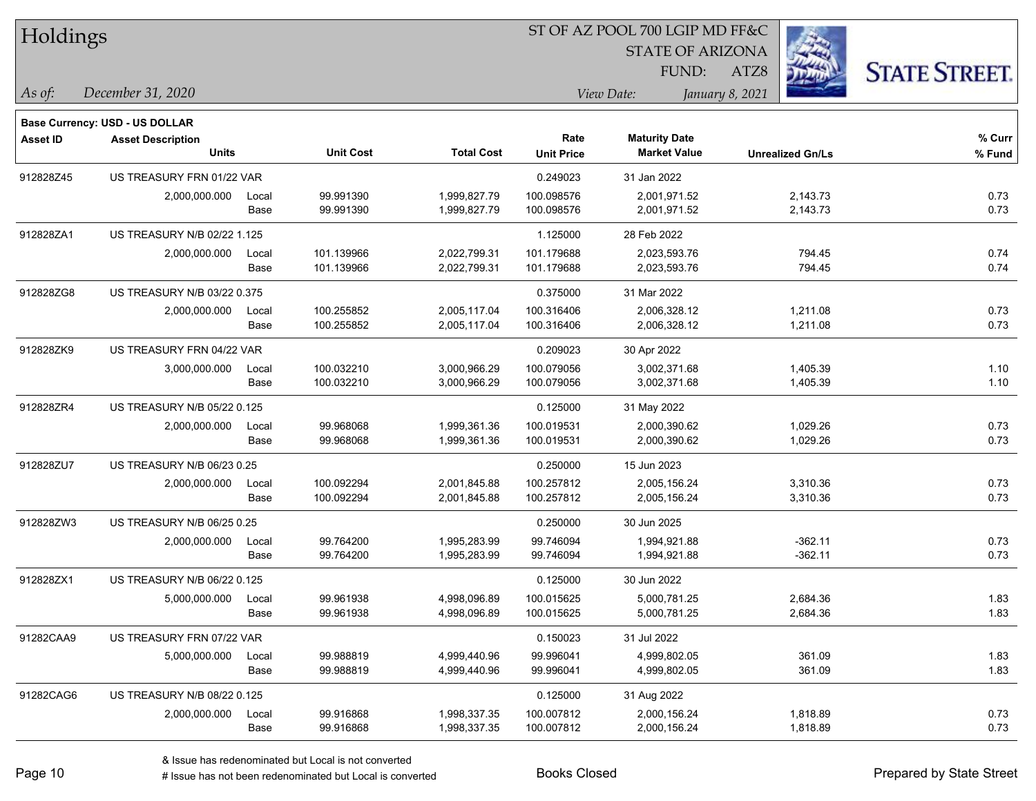# Holdings

ST OF AZ POOL 700 LGIP MD FF&C
STATE OF ARIZONA
FUND: ATZ8

*As of:* *December 31, 2020*

*View Date:* *January 8, 2021*

**Base Currency: USD - US DOLLAR**

| Asset ID | Asset Description / Units | | Unit Cost | Total Cost | Rate / Unit Price | Maturity Date / Market Value | Unrealized Gn/Ls | % Curr / % Fund |
|---|---|---|---|---|---|---|---|---|
| 912828Z45 | US TREASURY FRN 01/22 VAR | | | | 0.249023 | 31 Jan 2022 | | |
| | 2,000,000.000 | Local | 99.991390 | 1,999,827.79 | 100.098576 | 2,001,971.52 | 2,143.73 | 0.73 |
| | | Base | 99.991390 | 1,999,827.79 | 100.098576 | 2,001,971.52 | 2,143.73 | 0.73 |
| 912828ZA1 | US TREASURY N/B 02/22 1.125 | | | | 1.125000 | 28 Feb 2022 | | |
| | 2,000,000.000 | Local | 101.139966 | 2,022,799.31 | 101.179688 | 2,023,593.76 | 794.45 | 0.74 |
| | | Base | 101.139966 | 2,022,799.31 | 101.179688 | 2,023,593.76 | 794.45 | 0.74 |
| 912828ZG8 | US TREASURY N/B 03/22 0.375 | | | | 0.375000 | 31 Mar 2022 | | |
| | 2,000,000.000 | Local | 100.255852 | 2,005,117.04 | 100.316406 | 2,006,328.12 | 1,211.08 | 0.73 |
| | | Base | 100.255852 | 2,005,117.04 | 100.316406 | 2,006,328.12 | 1,211.08 | 0.73 |
| 912828ZK9 | US TREASURY FRN 04/22 VAR | | | | 0.209023 | 30 Apr 2022 | | |
| | 3,000,000.000 | Local | 100.032210 | 3,000,966.29 | 100.079056 | 3,002,371.68 | 1,405.39 | 1.10 |
| | | Base | 100.032210 | 3,000,966.29 | 100.079056 | 3,002,371.68 | 1,405.39 | 1.10 |
| 912828ZR4 | US TREASURY N/B 05/22 0.125 | | | | 0.125000 | 31 May 2022 | | |
| | 2,000,000.000 | Local | 99.968068 | 1,999,361.36 | 100.019531 | 2,000,390.62 | 1,029.26 | 0.73 |
| | | Base | 99.968068 | 1,999,361.36 | 100.019531 | 2,000,390.62 | 1,029.26 | 0.73 |
| 912828ZU7 | US TREASURY N/B 06/23 0.25 | | | | 0.250000 | 15 Jun 2023 | | |
| | 2,000,000.000 | Local | 100.092294 | 2,001,845.88 | 100.257812 | 2,005,156.24 | 3,310.36 | 0.73 |
| | | Base | 100.092294 | 2,001,845.88 | 100.257812 | 2,005,156.24 | 3,310.36 | 0.73 |
| 912828ZW3 | US TREASURY N/B 06/25 0.25 | | | | 0.250000 | 30 Jun 2025 | | |
| | 2,000,000.000 | Local | 99.764200 | 1,995,283.99 | 99.746094 | 1,994,921.88 | -362.11 | 0.73 |
| | | Base | 99.764200 | 1,995,283.99 | 99.746094 | 1,994,921.88 | -362.11 | 0.73 |
| 912828ZX1 | US TREASURY N/B 06/22 0.125 | | | | 0.125000 | 30 Jun 2022 | | |
| | 5,000,000.000 | Local | 99.961938 | 4,998,096.89 | 100.015625 | 5,000,781.25 | 2,684.36 | 1.83 |
| | | Base | 99.961938 | 4,998,096.89 | 100.015625 | 5,000,781.25 | 2,684.36 | 1.83 |
| 91282CAA9 | US TREASURY FRN 07/22 VAR | | | | 0.150023 | 31 Jul 2022 | | |
| | 5,000,000.000 | Local | 99.988819 | 4,999,440.96 | 99.996041 | 4,999,802.05 | 361.09 | 1.83 |
| | | Base | 99.988819 | 4,999,440.96 | 99.996041 | 4,999,802.05 | 361.09 | 1.83 |
| 91282CAG6 | US TREASURY N/B 08/22 0.125 | | | | 0.125000 | 31 Aug 2022 | | |
| | 2,000,000.000 | Local | 99.916868 | 1,998,337.35 | 100.007812 | 2,000,156.24 | 1,818.89 | 0.73 |
| | | Base | 99.916868 | 1,998,337.35 | 100.007812 | 2,000,156.24 | 1,818.89 | 0.73 |

& Issue has redenominated but Local is not converted
# Issue has not been redenominated but Local is converted

Books Closed

Prepared by State Street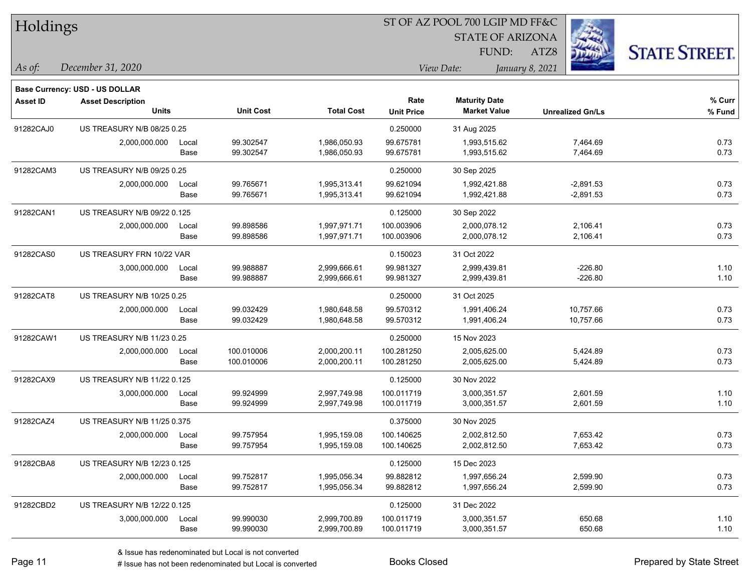# Holdings

ST OF AZ POOL 700 LGIP MD FF&C
STATE OF ARIZONA
FUND: ATZ8

*As of:* *December 31, 2020*
*View Date:* *January 8, 2021*

**Base Currency: USD - US DOLLAR**

| Asset ID | Asset Description / Units | | Unit Cost | Total Cost | Rate / Unit Price | Maturity Date / Market Value | Unrealized Gn/Ls | % Curr / % Fund |
|---|---|---|---|---|---|---|---|---|
| 91282CAJ0 | US TREASURY N/B 08/25 0.25 | | | | 0.250000 | 31 Aug 2025 | | |
| | 2,000,000.000 | Local | 99.302547 | 1,986,050.93 | 99.675781 | 1,993,515.62 | 7,464.69 | 0.73 |
| | | Base | 99.302547 | 1,986,050.93 | 99.675781 | 1,993,515.62 | 7,464.69 | 0.73 |
| 91282CAM3 | US TREASURY N/B 09/25 0.25 | | | | 0.250000 | 30 Sep 2025 | | |
| | 2,000,000.000 | Local | 99.765671 | 1,995,313.41 | 99.621094 | 1,992,421.88 | -2,891.53 | 0.73 |
| | | Base | 99.765671 | 1,995,313.41 | 99.621094 | 1,992,421.88 | -2,891.53 | 0.73 |
| 91282CAN1 | US TREASURY N/B 09/22 0.125 | | | | 0.125000 | 30 Sep 2022 | | |
| | 2,000,000.000 | Local | 99.898586 | 1,997,971.71 | 100.003906 | 2,000,078.12 | 2,106.41 | 0.73 |
| | | Base | 99.898586 | 1,997,971.71 | 100.003906 | 2,000,078.12 | 2,106.41 | 0.73 |
| 91282CAS0 | US TREASURY FRN 10/22 VAR | | | | 0.150023 | 31 Oct 2022 | | |
| | 3,000,000.000 | Local | 99.988887 | 2,999,666.61 | 99.981327 | 2,999,439.81 | -226.80 | 1.10 |
| | | Base | 99.988887 | 2,999,666.61 | 99.981327 | 2,999,439.81 | -226.80 | 1.10 |
| 91282CAT8 | US TREASURY N/B 10/25 0.25 | | | | 0.250000 | 31 Oct 2025 | | |
| | 2,000,000.000 | Local | 99.032429 | 1,980,648.58 | 99.570312 | 1,991,406.24 | 10,757.66 | 0.73 |
| | | Base | 99.032429 | 1,980,648.58 | 99.570312 | 1,991,406.24 | 10,757.66 | 0.73 |
| 91282CAW1 | US TREASURY N/B 11/23 0.25 | | | | 0.250000 | 15 Nov 2023 | | |
| | 2,000,000.000 | Local | 100.010006 | 2,000,200.11 | 100.281250 | 2,005,625.00 | 5,424.89 | 0.73 |
| | | Base | 100.010006 | 2,000,200.11 | 100.281250 | 2,005,625.00 | 5,424.89 | 0.73 |
| 91282CAX9 | US TREASURY N/B 11/22 0.125 | | | | 0.125000 | 30 Nov 2022 | | |
| | 3,000,000.000 | Local | 99.924999 | 2,997,749.98 | 100.011719 | 3,000,351.57 | 2,601.59 | 1.10 |
| | | Base | 99.924999 | 2,997,749.98 | 100.011719 | 3,000,351.57 | 2,601.59 | 1.10 |
| 91282CAZ4 | US TREASURY N/B 11/25 0.375 | | | | 0.375000 | 30 Nov 2025 | | |
| | 2,000,000.000 | Local | 99.757954 | 1,995,159.08 | 100.140625 | 2,002,812.50 | 7,653.42 | 0.73 |
| | | Base | 99.757954 | 1,995,159.08 | 100.140625 | 2,002,812.50 | 7,653.42 | 0.73 |
| 91282CBA8 | US TREASURY N/B 12/23 0.125 | | | | 0.125000 | 15 Dec 2023 | | |
| | 2,000,000.000 | Local | 99.752817 | 1,995,056.34 | 99.882812 | 1,997,656.24 | 2,599.90 | 0.73 |
| | | Base | 99.752817 | 1,995,056.34 | 99.882812 | 1,997,656.24 | 2,599.90 | 0.73 |
| 91282CBD2 | US TREASURY N/B 12/22 0.125 | | | | 0.125000 | 31 Dec 2022 | | |
| | 3,000,000.000 | Local | 99.990030 | 2,999,700.89 | 100.011719 | 3,000,351.57 | 650.68 | 1.10 |
| | | Base | 99.990030 | 2,999,700.89 | 100.011719 | 3,000,351.57 | 650.68 | 1.10 |

& Issue has redenominated but Local is not converted
# Issue has not been redenominated but Local is converted

Books Closed

Prepared by State Street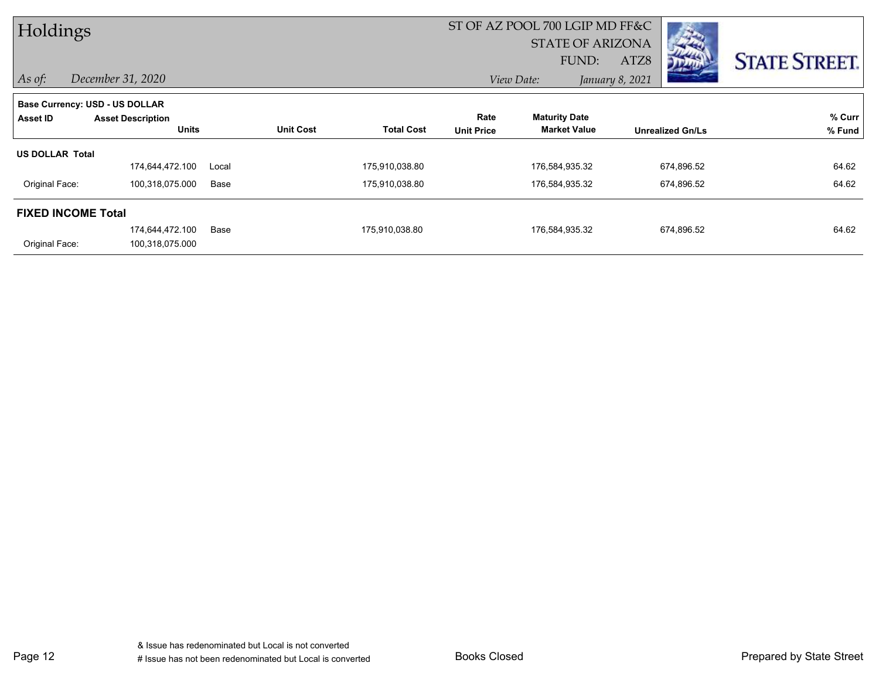# Holdings

ST OF AZ POOL 700 LGIP MD FF&C
STATE OF ARIZONA
FUND: ATZ8

*As of:* *December 31, 2020*

*View Date:* *January 8, 2021*

**Base Currency: USD - US DOLLAR**

| Asset ID | Asset Description / Units | | Unit Cost | Total Cost | Rate / Unit Price | Maturity Date / Market Value | Unrealized Gn/Ls | % Curr / % Fund |
|---|---|---|---|---|---|---|---|---|
| **US DOLLAR Total** | | | | | | | | |
| | 174,644,472.100 | Local | | 175,910,038.80 | | 176,584,935.32 | 674,896.52 | 64.62 |
| Original Face: | 100,318,075.000 | Base | | 175,910,038.80 | | 176,584,935.32 | 674,896.52 | 64.62 |
| **FIXED INCOME Total** | | | | | | | | |
| | 174,644,472.100 | Base | | 175,910,038.80 | | 176,584,935.32 | 674,896.52 | 64.62 |
| Original Face: | 100,318,075.000 | | | | | | | |

& Issue has redenominated but Local is not converted
# Issue has not been redenominated but Local is converted

Books Closed

Prepared by State Street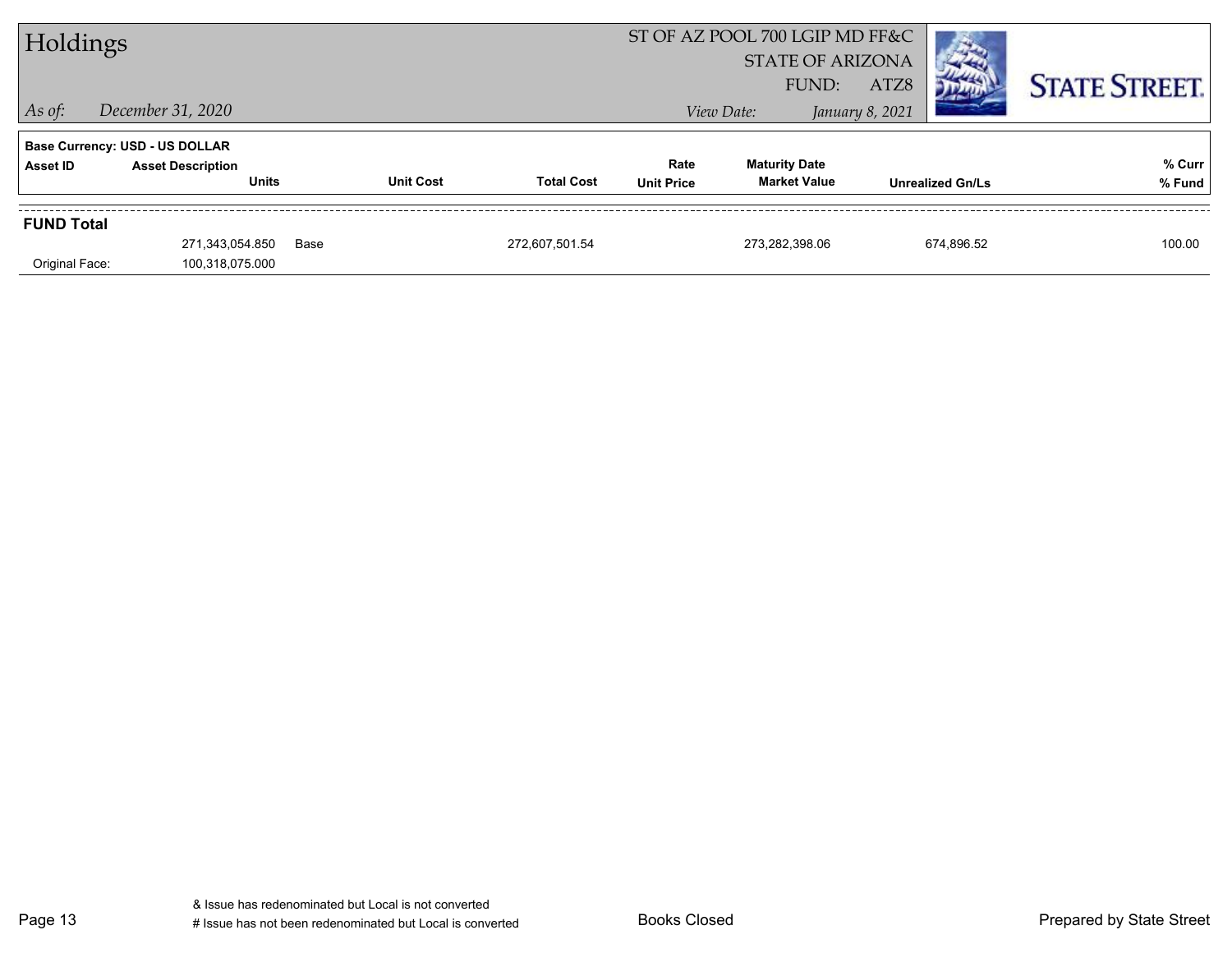# Holdings

ST OF AZ POOL 700 LGIP MD FF&C
STATE OF ARIZONA
FUND: ATZ8

*As of:* *December 31, 2020*

*View Date:* *January 8, 2021*

**Base Currency: USD - US DOLLAR**

| Asset ID | Asset Description / Units | | Unit Cost | Total Cost | Rate / Unit Price | Maturity Date / Market Value | Unrealized Gn/Ls | % Curr / % Fund |
|---|---|---|---|---|---|---|---|---|
| **FUND Total** | | | | | | | | |
| | 271,343,054.850 | Base | | 272,607,501.54 | | 273,282,398.06 | 674,896.52 | 100.00 |
| Original Face: | 100,318,075.000 | | | | | | | |

& Issue has redenominated but Local is not converted
# Issue has not been redenominated but Local is converted

Books Closed

Prepared by State Street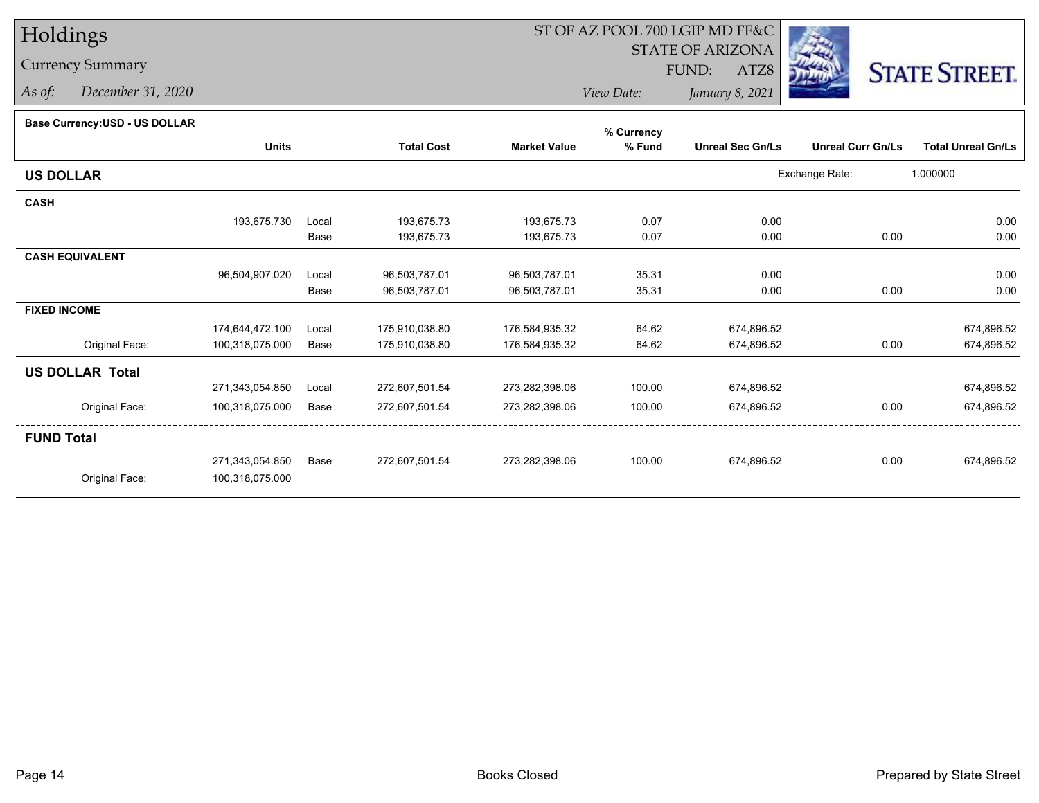# Holdings

## Currency Summary

*As of:* December 31, 2020

ST OF AZ POOL 700 LGIP MD FF&C
STATE OF ARIZONA
FUND: ATZ8

*View Date:* January 8, 2021

STATE STREET.

**Base Currency:USD - US DOLLAR**

| | Units | | Total Cost | Market Value | % Currency % Fund | Unreal Sec Gn/Ls | Unreal Curr Gn/Ls | Total Unreal Gn/Ls |
|---|---|---|---|---|---|---|---|---|
| **US DOLLAR** | | | | | | Exchange Rate: | 1.000000 | |
| **CASH** | | | | | | | | |
| | 193,675.730 | Local | 193,675.73 | 193,675.73 | 0.07 | 0.00 | | 0.00 |
| | | Base | 193,675.73 | 193,675.73 | 0.07 | 0.00 | 0.00 | 0.00 |
| **CASH EQUIVALENT** | | | | | | | | |
| | 96,504,907.020 | Local | 96,503,787.01 | 96,503,787.01 | 35.31 | 0.00 | | 0.00 |
| | | Base | 96,503,787.01 | 96,503,787.01 | 35.31 | 0.00 | 0.00 | 0.00 |
| **FIXED INCOME** | | | | | | | | |
| | 174,644,472.100 | Local | 175,910,038.80 | 176,584,935.32 | 64.62 | 674,896.52 | | 674,896.52 |
| Original Face: | 100,318,075.000 | Base | 175,910,038.80 | 176,584,935.32 | 64.62 | 674,896.52 | 0.00 | 674,896.52 |
| **US DOLLAR Total** | | | | | | | | |
| | 271,343,054.850 | Local | 272,607,501.54 | 273,282,398.06 | 100.00 | 674,896.52 | | 674,896.52 |
| Original Face: | 100,318,075.000 | Base | 272,607,501.54 | 273,282,398.06 | 100.00 | 674,896.52 | 0.00 | 674,896.52 |
| **FUND Total** | | | | | | | | |
| | 271,343,054.850 | Base | 272,607,501.54 | 273,282,398.06 | 100.00 | 674,896.52 | 0.00 | 674,896.52 |
| Original Face: | 100,318,075.000 | | | | | | | |

Books Closed

Prepared by State Street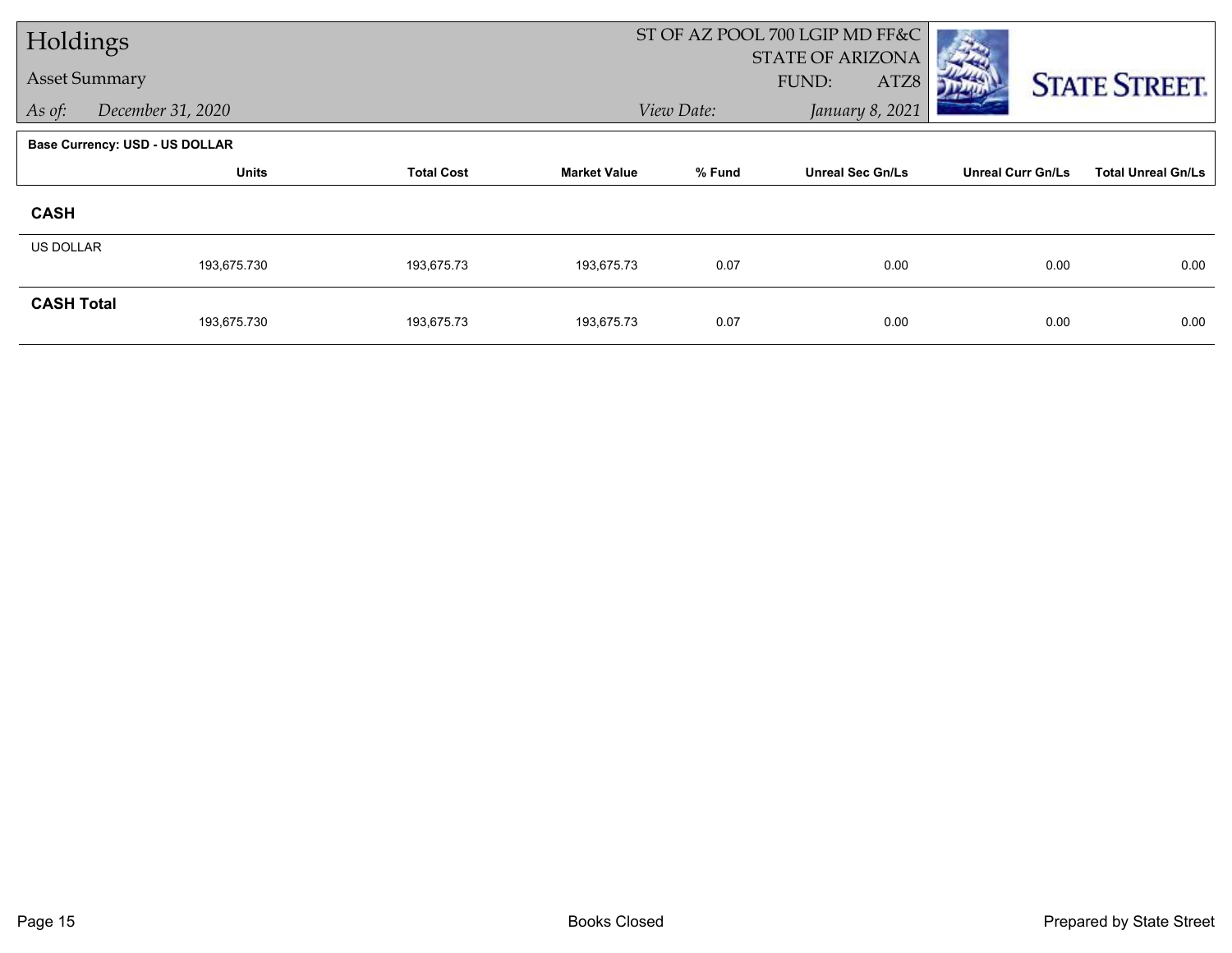# Holdings

## Asset Summary

*As of:* *December 31, 2020*

ST OF AZ POOL 700 LGIP MD FF&C
STATE OF ARIZONA
FUND: ATZ8
*View Date:* *January 8, 2021*

STATE STREET.

**Base Currency: USD - US DOLLAR**

| | Units | Total Cost | Market Value | % Fund | Unreal Sec Gn/Ls | Unreal Curr Gn/Ls | Total Unreal Gn/Ls |
|---|---|---|---|---|---|---|---|
| **CASH** | | | | | | | |
| US DOLLAR | 193,675.730 | 193,675.73 | 193,675.73 | 0.07 | 0.00 | 0.00 | 0.00 |
| **CASH Total** | 193,675.730 | 193,675.73 | 193,675.73 | 0.07 | 0.00 | 0.00 | 0.00 |

Books Closed

Prepared by State Street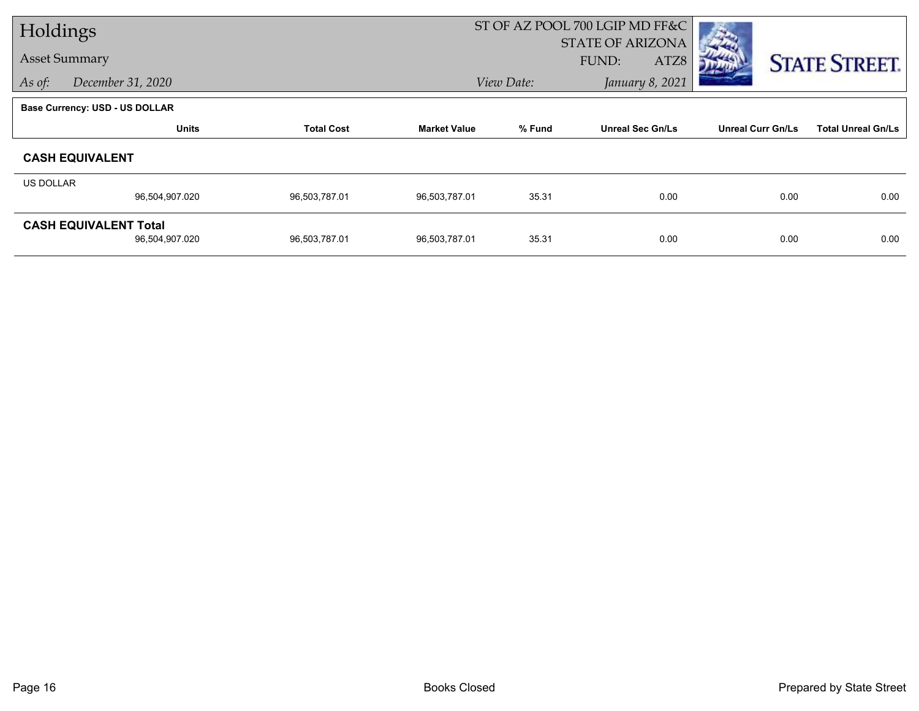# Holdings

Asset Summary

*As of:* *December 31, 2020*

ST OF AZ POOL 700 LGIP MD FF&C
STATE OF ARIZONA
FUND: ATZ8

*View Date:* *January 8, 2021*

**Base Currency: USD - US DOLLAR**

| | Units | Total Cost | Market Value | % Fund | Unreal Sec Gn/Ls | Unreal Curr Gn/Ls | Total Unreal Gn/Ls |
|---|---|---|---|---|---|---|---|
| **CASH EQUIVALENT** | | | | | | | |
| US DOLLAR | 96,504,907.020 | 96,503,787.01 | 96,503,787.01 | 35.31 | 0.00 | 0.00 | 0.00 |
| **CASH EQUIVALENT Total** | 96,504,907.020 | 96,503,787.01 | 96,503,787.01 | 35.31 | 0.00 | 0.00 | 0.00 |

Books Closed

Prepared by State Street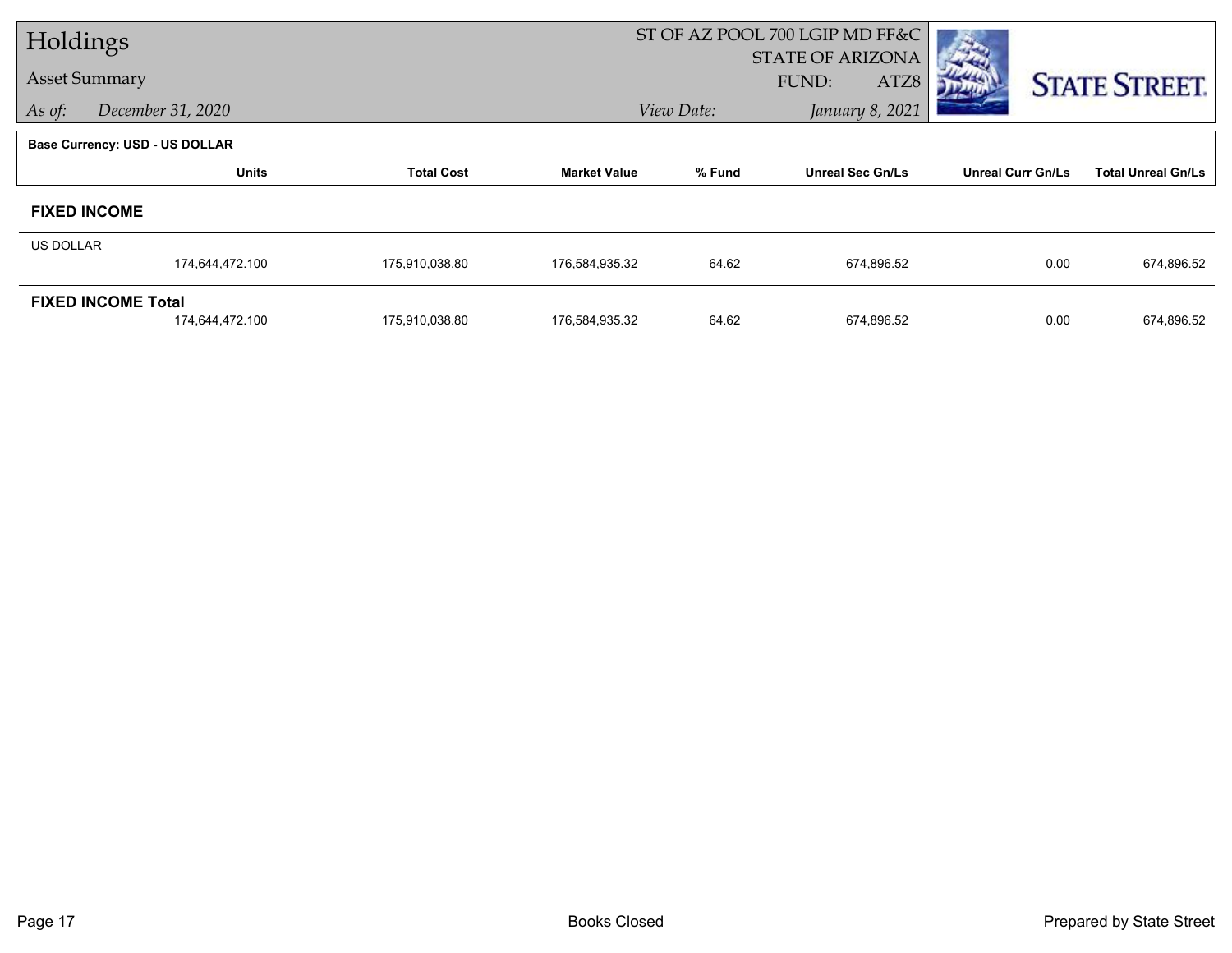# Holdings

Asset Summary

*As of:* December 31, 2020

ST OF AZ POOL 700 LGIP MD FF&C
STATE OF ARIZONA
FUND: ATZ8

*View Date:* January 8, 2021

**Base Currency: USD - US DOLLAR**

| | Units | Total Cost | Market Value | % Fund | Unreal Sec Gn/Ls | Unreal Curr Gn/Ls | Total Unreal Gn/Ls |
|---|---|---|---|---|---|---|---|
| **FIXED INCOME** | | | | | | | |
| US DOLLAR | 174,644,472.100 | 175,910,038.80 | 176,584,935.32 | 64.62 | 674,896.52 | 0.00 | 674,896.52 |
| **FIXED INCOME Total** | 174,644,472.100 | 175,910,038.80 | 176,584,935.32 | 64.62 | 674,896.52 | 0.00 | 674,896.52 |

Books Closed

Prepared by State Street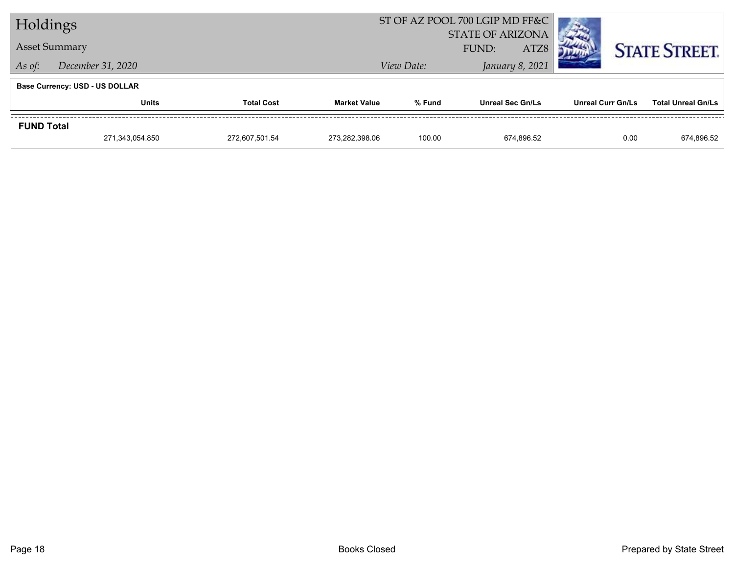# Holdings

## Asset Summary

*As of:* *December 31, 2020*

ST OF AZ POOL 700 LGIP MD FF&C
STATE OF ARIZONA
FUND: ATZ8

*View Date:* *January 8, 2021*

**Base Currency: USD - US DOLLAR**

| | Units | Total Cost | Market Value | % Fund | Unreal Sec Gn/Ls | Unreal Curr Gn/Ls | Total Unreal Gn/Ls |
|---|---|---|---|---|---|---|---|
| **FUND Total** | 271,343,054.850 | 272,607,501.54 | 273,282,398.06 | 100.00 | 674,896.52 | 0.00 | 674,896.52 |

Books Closed

Prepared by State Street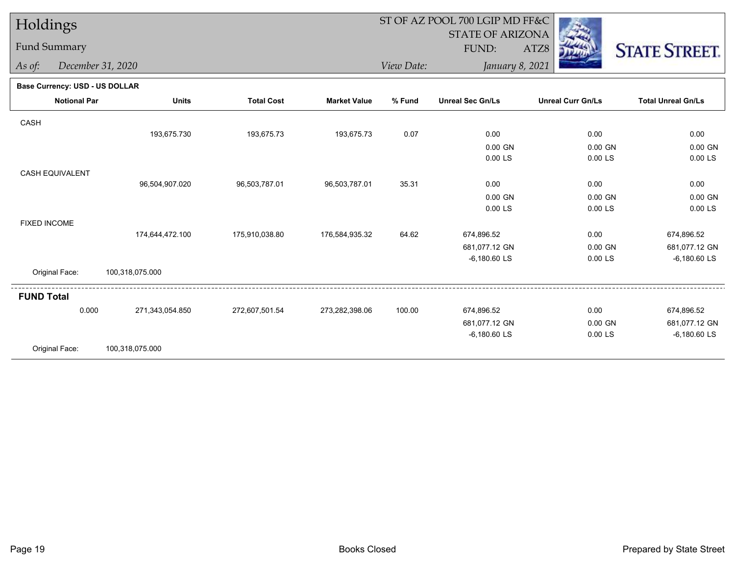# Holdings

Fund Summary

*As of:* *December 31, 2020*

ST OF AZ POOL 700 LGIP MD FF&C
STATE OF ARIZONA
FUND: ATZ8

*View Date:* *January 8, 2021*

STATE STREET.

**Base Currency: USD - US DOLLAR**

| Notional Par | Units | Total Cost | Market Value | % Fund | Unreal Sec Gn/Ls | Unreal Curr Gn/Ls | Total Unreal Gn/Ls |
|---|---|---|---|---|---|---|---|
| CASH | | | | | | | |
| | 193,675.730 | 193,675.73 | 193,675.73 | 0.07 | 0.00 | 0.00 | 0.00 |
| | | | | | 0.00 GN | 0.00 GN | 0.00 GN |
| | | | | | 0.00 LS | 0.00 LS | 0.00 LS |
| CASH EQUIVALENT | | | | | | | |
| | 96,504,907.020 | 96,503,787.01 | 96,503,787.01 | 35.31 | 0.00 | 0.00 | 0.00 |
| | | | | | 0.00 GN | 0.00 GN | 0.00 GN |
| | | | | | 0.00 LS | 0.00 LS | 0.00 LS |
| FIXED INCOME | | | | | | | |
| | 174,644,472.100 | 175,910,038.80 | 176,584,935.32 | 64.62 | 674,896.52 | 0.00 | 674,896.52 |
| | | | | | 681,077.12 GN | 0.00 GN | 681,077.12 GN |
| | | | | | -6,180.60 LS | 0.00 LS | -6,180.60 LS |
| Original Face: 100,318,075.000 | | | | | | | |
| **FUND Total** | | | | | | | |
| 0.000 | 271,343,054.850 | 272,607,501.54 | 273,282,398.06 | 100.00 | 674,896.52 | 0.00 | 674,896.52 |
| | | | | | 681,077.12 GN | 0.00 GN | 681,077.12 GN |
| | | | | | -6,180.60 LS | 0.00 LS | -6,180.60 LS |
| Original Face: 100,318,075.000 | | | | | | | |

Books Closed

Prepared by State Street